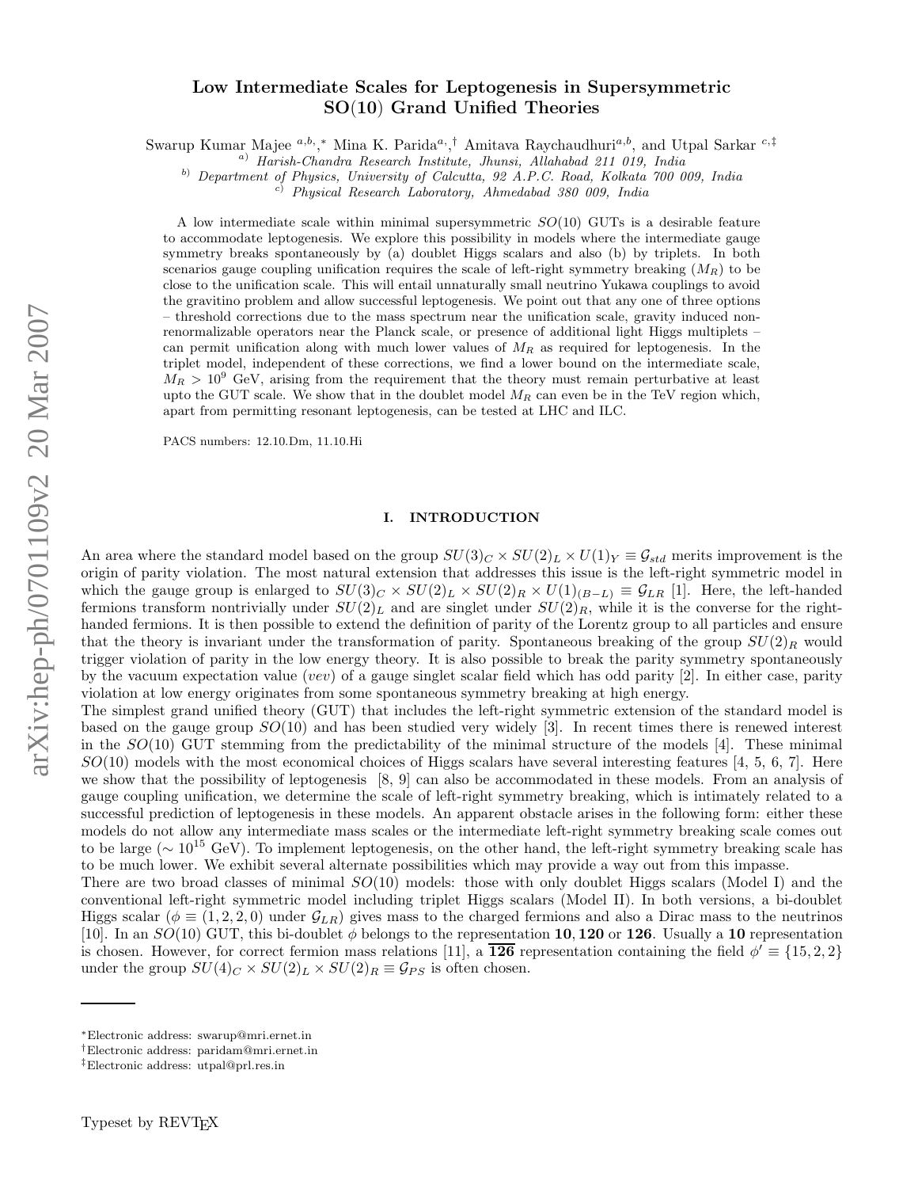# Low Intermediate Scales for Leptogenesis in Supersymmetric SO(10) Grand Unified Theories

Swarup Kumar Majee [a,b,*], Mina K. Parida[a,†], Amitava Raychaudhuri[a,b], and Utpal Sarkar [c,‡]

[a] Harish-Chandra Research Institute, Jhunsi, Allahabad 211 019, India

[b] Department of Physics, University of Calcutta, 92 A.P.C. Road, Kolkata 700 009, India

[c] Physical Research Laboratory, Ahmedabad 380 009, India

A low intermediate scale within minimal supersymmetric $SO(10)$ GUTs is a desirable feature to accommodate leptogenesis. We explore this possibility in models where the intermediate gauge symmetry breaks spontaneously by (a) doublet Higgs scalars and also (b) by triplets. In both scenarios gauge coupling unification requires the scale of left-right symmetry breaking ($M_R$) to be close to the unification scale. This will entail unnaturally small neutrino Yukawa couplings to avoid the gravitino problem and allow successful leptogenesis. We point out that any one of three options – threshold corrections due to the mass spectrum near the unification scale, gravity induced non-renormalizable operators near the Planck scale, or presence of additional light Higgs multiplets – can permit unification along with much lower values of $M_R$ as required for leptogenesis. In the triplet model, independent of these corrections, we find a lower bound on the intermediate scale, $M_R > 10^9$ GeV, arising from the requirement that the theory must remain perturbative at least upto the GUT scale. We show that in the doublet model $M_R$ can even be in the TeV region which, apart from permitting resonant leptogenesis, can be tested at LHC and ILC.

PACS numbers: 12.10.Dm, 11.10.Hi

## I. INTRODUCTION

An area where the standard model based on the group $SU(3)_C \times SU(2)_L \times U(1)_Y \equiv \mathcal{G}_{std}$ merits improvement is the origin of parity violation. The most natural extension that addresses this issue is the left-right symmetric model in which the gauge group is enlarged to $SU(3)_C \times SU(2)_L \times SU(2)_R \times U(1)_{(B-L)} \equiv \mathcal{G}_{LR}$ [1]. Here, the left-handed fermions transform nontrivially under $SU(2)_L$ and are singlet under $SU(2)_R$, while it is the converse for the right-handed fermions. It is then possible to extend the definition of parity of the Lorentz group to all particles and ensure that the theory is invariant under the transformation of parity. Spontaneous breaking of the group $SU(2)_R$ would trigger violation of parity in the low energy theory. It is also possible to break the parity symmetry spontaneously by the vacuum expectation value (*vev*) of a gauge singlet scalar field which has odd parity [2]. In either case, parity violation at low energy originates from some spontaneous symmetry breaking at high energy.

The simplest grand unified theory (GUT) that includes the left-right symmetric extension of the standard model is based on the gauge group $SO(10)$ and has been studied very widely [3]. In recent times there is renewed interest in the $SO(10)$ GUT stemming from the predictability of the minimal structure of the models [4]. These minimal $SO(10)$ models with the most economical choices of Higgs scalars have several interesting features [4, 5, 6, 7]. Here we show that the possibility of leptogenesis [8, 9] can also be accommodated in these models. From an analysis of gauge coupling unification, we determine the scale of left-right symmetry breaking, which is intimately related to a successful prediction of leptogenesis in these models. An apparent obstacle arises in the following form: either these models do not allow any intermediate mass scales or the intermediate left-right symmetry breaking scale comes out to be large ($\sim 10^{15}$ GeV). To implement leptogenesis, on the other hand, the left-right symmetry breaking scale has to be much lower. We exhibit several alternate possibilities which may provide a way out from this impasse.

There are two broad classes of minimal $SO(10)$ models: those with only doublet Higgs scalars (Model I) and the conventional left-right symmetric model including triplet Higgs scalars (Model II). In both versions, a bi-doublet Higgs scalar ($\phi \equiv (1, 2, 2, 0)$ under $\mathcal{G}_{LR}$) gives mass to the charged fermions and also a Dirac mass to the neutrinos [10]. In an $SO(10)$ GUT, this bi-doublet $\phi$ belongs to the representation **10**, **120** or **126**. Usually a **10** representation is chosen. However, for correct fermion mass relations [11], a $\overline{\mathbf{126}}$ representation containing the field $\phi' \equiv \{15, 2, 2\}$ under the group $SU(4)_C \times SU(2)_L \times SU(2)_R \equiv \mathcal{G}_{PS}$ is often chosen.

*Electronic address: swarup@mri.ernet.in

†Electronic address: paridam@mri.ernet.in

‡Electronic address: utpal@prl.res.in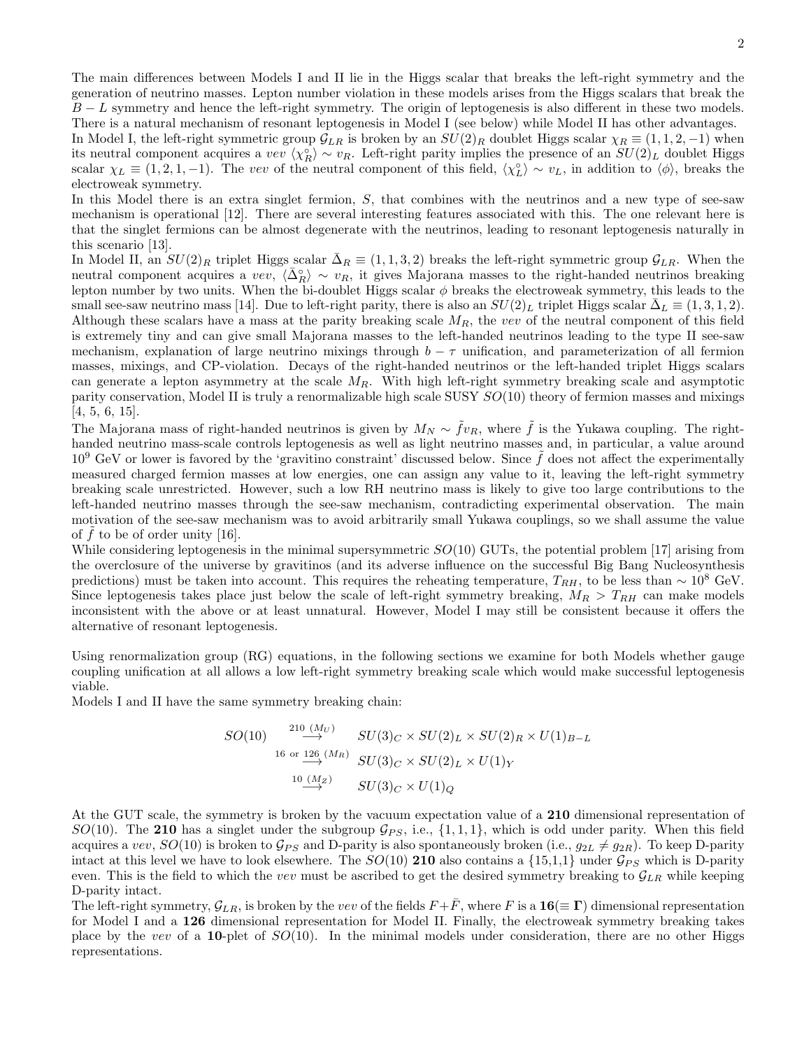The main differences between Models I and II lie in the Higgs scalar that breaks the left-right symmetry and the generation of neutrino masses. Lepton number violation in these models arises from the Higgs scalars that break the $B-L$ symmetry and hence the left-right symmetry. The origin of leptogenesis is also different in these two models. There is a natural mechanism of resonant leptogenesis in Model I (see below) while Model II has other advantages.

In Model I, the left-right symmetric group $\mathcal{G}_{LR}$ is broken by an $SU(2)_R$ doublet Higgs scalar $\chi_R \equiv (1,1,2,-1)$ when its neutral component acquires a *vev* $\langle \chi_R^\circ \rangle \sim v_R$. Left-right parity implies the presence of an $SU(2)_L$ doublet Higgs scalar $\chi_L \equiv (1,2,1,-1)$. The *vev* of the neutral component of this field, $\langle \chi_L^\circ \rangle \sim v_L$, in addition to $\langle \phi \rangle$, breaks the electroweak symmetry.

In this Model there is an extra singlet fermion, $S$, that combines with the neutrinos and a new type of see-saw mechanism is operational [12]. There are several interesting features associated with this. The one relevant here is that the singlet fermions can be almost degenerate with the neutrinos, leading to resonant leptogenesis naturally in this scenario [13].

In Model II, an $SU(2)_R$ triplet Higgs scalar $\bar{\Delta}_R \equiv (1,1,3,2)$ breaks the left-right symmetric group $\mathcal{G}_{LR}$. When the neutral component acquires a *vev*, $\langle \bar{\Delta}_R^\circ \rangle \sim v_R$, it gives Majorana masses to the right-handed neutrinos breaking lepton number by two units. When the bi-doublet Higgs scalar $\phi$ breaks the electroweak symmetry, this leads to the small see-saw neutrino mass [14]. Due to left-right parity, there is also an $SU(2)_L$ triplet Higgs scalar $\bar{\Delta}_L \equiv (1,3,1,2)$. Although these scalars have a mass at the parity breaking scale $M_R$, the *vev* of the neutral component of this field is extremely tiny and can give small Majorana masses to the left-handed neutrinos leading to the type II see-saw mechanism, explanation of large neutrino mixings through $b-\tau$ unification, and parameterization of all fermion masses, mixings, and CP-violation. Decays of the right-handed neutrinos or the left-handed triplet Higgs scalars can generate a lepton asymmetry at the scale $M_R$. With high left-right symmetry breaking scale and asymptotic parity conservation, Model II is truly a renormalizable high scale SUSY $SO(10)$ theory of fermion masses and mixings [4, 5, 6, 15].

The Majorana mass of right-handed neutrinos is given by $M_N \sim \tilde{f} v_R$, where $\tilde{f}$ is the Yukawa coupling. The right-handed neutrino mass-scale controls leptogenesis as well as light neutrino masses and, in particular, a value around $10^9$ GeV or lower is favored by the 'gravitino constraint' discussed below. Since $\tilde{f}$ does not affect the experimentally measured charged fermion masses at low energies, one can assign any value to it, leaving the left-right symmetry breaking scale unrestricted. However, such a low RH neutrino mass is likely to give too large contributions to the left-handed neutrino masses through the see-saw mechanism, contradicting experimental observation. The main motivation of the see-saw mechanism was to avoid arbitrarily small Yukawa couplings, so we shall assume the value of $\tilde{f}$ to be of order unity [16].

While considering leptogenesis in the minimal supersymmetric $SO(10)$ GUTs, the potential problem [17] arising from the overclosure of the universe by gravitinos (and its adverse influence on the successful Big Bang Nucleosynthesis predictions) must be taken into account. This requires the reheating temperature, $T_{RH}$, to be less than $\sim 10^8$ GeV. Since leptogenesis takes place just below the scale of left-right symmetry breaking, $M_R > T_{RH}$ can make models inconsistent with the above or at least unnatural. However, Model I may still be consistent because it offers the alternative of resonant leptogenesis.

Using renormalization group (RG) equations, in the following sections we examine for both Models whether gauge coupling unification at all allows a low left-right symmetry breaking scale which would make successful leptogenesis viable.

Models I and II have the same symmetry breaking chain:

$$
\begin{array}{lll}
SO(10) & \stackrel{210\ (M_U)}{\longrightarrow} & SU(3)_C \times SU(2)_L \times SU(2)_R \times U(1)_{B-L} \\
 & \stackrel{16\ \text{or}\ \underline{126}\ (M_R)}{\longrightarrow} & SU(3)_C \times SU(2)_L \times U(1)_Y \\
 & \stackrel{10\ (M_Z)}{\longrightarrow} & SU(3)_C \times U(1)_Q
\end{array}
$$

At the GUT scale, the symmetry is broken by the vacuum expectation value of a **210** dimensional representation of $SO(10)$. The **210** has a singlet under the subgroup $\mathcal{G}_{PS}$, i.e., $\{1,1,1\}$, which is odd under parity. When this field acquires a *vev*, $SO(10)$ is broken to $\mathcal{G}_{PS}$ and D-parity is also spontaneously broken (i.e., $g_{2L} \neq g_{2R}$). To keep D-parity intact at this level we have to look elsewhere. The $SO(10)$ **210** also contains a $\{15,1,1\}$ under $\mathcal{G}_{PS}$ which is D-parity even. This is the field to which the *vev* must be ascribed to get the desired symmetry breaking to $\mathcal{G}_{LR}$ while keeping D-parity intact.

The left-right symmetry, $\mathcal{G}_{LR}$, is broken by the *vev* of the fields $F+\bar{F}$, where $F$ is a **16**($\equiv \mathbf{\Gamma}$) dimensional representation for Model I and a **126** dimensional representation for Model II. Finally, the electroweak symmetry breaking takes place by the *vev* of a **10**-plet of $SO(10)$. In the minimal models under consideration, there are no other Higgs representations.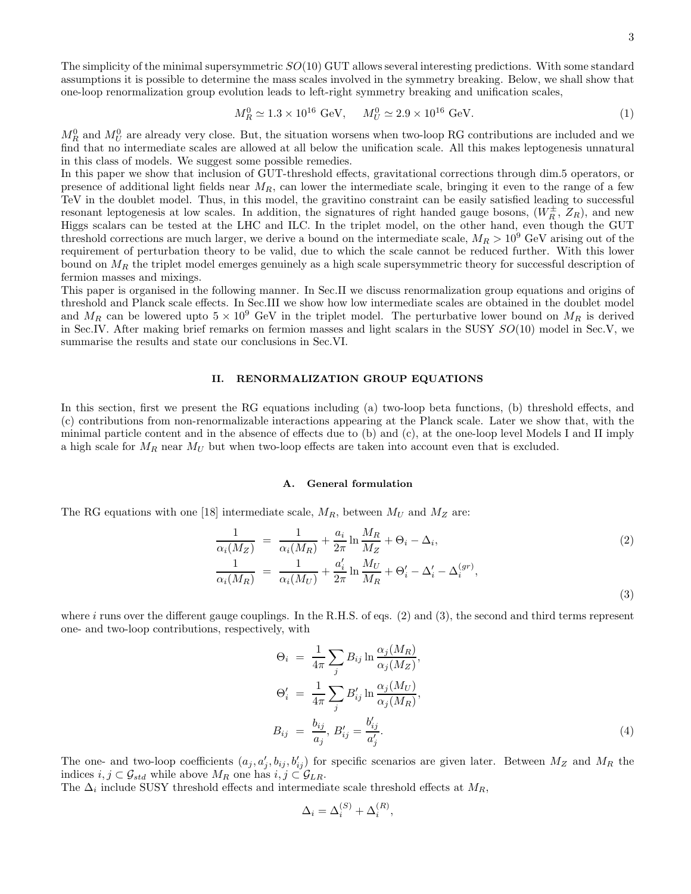The simplicity of the minimal supersymmetric $SO(10)$ GUT allows several interesting predictions. With some standard assumptions it is possible to determine the mass scales involved in the symmetry breaking. Below, we shall show that one-loop renormalization group evolution leads to left-right symmetry breaking and unification scales,

$$M_R^0 \simeq 1.3 \times 10^{16} \text{ GeV}, \quad M_U^0 \simeq 2.9 \times 10^{16} \text{ GeV}. \tag{1}$$

$M_R^0$ and $M_U^0$ are already very close. But, the situation worsens when two-loop RG contributions are included and we find that no intermediate scales are allowed at all below the unification scale. All this makes leptogenesis unnatural in this class of models. We suggest some possible remedies.

In this paper we show that inclusion of GUT-threshold effects, gravitational corrections through dim.5 operators, or presence of additional light fields near $M_R$, can lower the intermediate scale, bringing it even to the range of a few TeV in the doublet model. Thus, in this model, the gravitino constraint can be easily satisfied leading to successful resonant leptogenesis at low scales. In addition, the signatures of right handed gauge bosons, $(W_R^{\pm}, Z_R)$, and new Higgs scalars can be tested at the LHC and ILC. In the triplet model, on the other hand, even though the GUT threshold corrections are much larger, we derive a bound on the intermediate scale, $M_R > 10^9$ GeV arising out of the requirement of perturbation theory to be valid, due to which the scale cannot be reduced further. With this lower bound on $M_R$ the triplet model emerges genuinely as a high scale supersymmetric theory for successful description of fermion masses and mixings.

This paper is organised in the following manner. In Sec.II we discuss renormalization group equations and origins of threshold and Planck scale effects. In Sec.III we show how low intermediate scales are obtained in the doublet model and $M_R$ can be lowered upto $5 \times 10^9$ GeV in the triplet model. The perturbative lower bound on $M_R$ is derived in Sec.IV. After making brief remarks on fermion masses and light scalars in the SUSY $SO(10)$ model in Sec.V, we summarise the results and state our conclusions in Sec.VI.

## II. RENORMALIZATION GROUP EQUATIONS

In this section, first we present the RG equations including (a) two-loop beta functions, (b) threshold effects, and (c) contributions from non-renormalizable interactions appearing at the Planck scale. Later we show that, with the minimal particle content and in the absence of effects due to (b) and (c), at the one-loop level Models I and II imply a high scale for $M_R$ near $M_U$ but when two-loop effects are taken into account even that is excluded.

### A. General formulation

The RG equations with one [18] intermediate scale, $M_R$, between $M_U$ and $M_Z$ are:

$$\frac{1}{\alpha_i(M_Z)} = \frac{1}{\alpha_i(M_R)} + \frac{a_i}{2\pi} \ln \frac{M_R}{M_Z} + \Theta_i - \Delta_i, \tag{2}$$

$$\frac{1}{\alpha_i(M_R)} = \frac{1}{\alpha_i(M_U)} + \frac{a_i'}{2\pi} \ln \frac{M_U}{M_R} + \Theta_i' - \Delta_i' - \Delta_i^{(gr)}, \tag{3}$$

where $i$ runs over the different gauge couplings. In the R.H.S. of eqs. (2) and (3), the second and third terms represent one- and two-loop contributions, respectively, with

$$\Theta_i = \frac{1}{4\pi} \sum_j B_{ij} \ln \frac{\alpha_j(M_R)}{\alpha_j(M_Z)},$$

$$\Theta_i' = \frac{1}{4\pi} \sum_j B_{ij}' \ln \frac{\alpha_j(M_U)}{\alpha_j(M_R)},$$

$$B_{ij} = \frac{b_{ij}}{a_j}, \; B_{ij}' = \frac{b_{ij}'}{a_j'}. \tag{4}$$

The one- and two-loop coefficients $(a_j, a_j', b_{ij}, b_{ij}')$ for specific scenarios are given later. Between $M_Z$ and $M_R$ the indices $i, j \subset \mathcal{G}_{std}$ while above $M_R$ one has $i, j \subset \mathcal{G}_{LR}$.

The $\Delta_i$ include SUSY threshold effects and intermediate scale threshold effects at $M_R$,

$$\Delta_i = \Delta_i^{(S)} + \Delta_i^{(R)},$$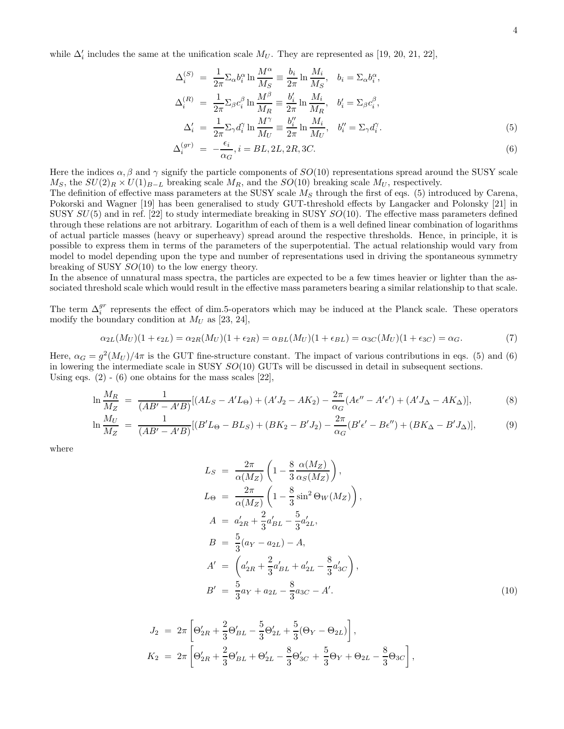while $\Delta'_i$ includes the same at the unification scale $M_U$. They are represented as [19, 20, 21, 22],

$$
\begin{aligned}
\Delta_i^{(S)} &= \frac{1}{2\pi}\Sigma_\alpha b_i^\alpha \ln\frac{M^\alpha}{M_S} \equiv \frac{b_i}{2\pi}\ln\frac{M_i}{M_S}, \quad b_i = \Sigma_\alpha b_i^\alpha, \\
\Delta_i^{(R)} &= \frac{1}{2\pi}\Sigma_\beta c_i^\beta \ln\frac{M^\beta}{M_R} \equiv \frac{b'_i}{2\pi}\ln\frac{M_i}{M_R}, \quad b'_i = \Sigma_\beta c_i^\beta, \\
\Delta'_i &= \frac{1}{2\pi}\Sigma_\gamma d_i^\gamma \ln\frac{M^\gamma}{M_U} \equiv \frac{b''_i}{2\pi}\ln\frac{M_i}{M_U}, \quad b''_i = \Sigma_\gamma d_i^\gamma. 
\end{aligned} \tag{5}
$$

$$
\Delta_i^{(gr)} = -\frac{\epsilon_i}{\alpha_G}, i = BL, 2L, 2R, 3C. \tag{6}
$$

Here the indices $\alpha, \beta$ and $\gamma$ signify the particle components of $SO(10)$ representations spread around the SUSY scale $M_S$, the $SU(2)_R \times U(1)_{B-L}$ breaking scale $M_R$, and the $SO(10)$ breaking scale $M_U$, respectively.
The definition of effective mass parameters at the SUSY scale $M_S$ through the first of eqs. (5) introduced by Carena, Pokorski and Wagner [19] has been generalised to study GUT-threshold effects by Langacker and Polonsky [21] in SUSY $SU(5)$ and in ref. [22] to study intermediate breaking in SUSY $SO(10)$. The effective mass parameters defined through these relations are not arbitrary. Logarithm of each of them is a well defined linear combination of logarithms of actual particle masses (heavy or superheavy) spread around the respective thresholds. Hence, in principle, it is possible to express them in terms of the parameters of the superpotential. The actual relationship would vary from model to model depending upon the type and number of representations used in driving the spontaneous symmetry breaking of SUSY $SO(10)$ to the low energy theory.
In the absence of unnatural mass spectra, the particles are expected to be a few times heavier or lighter than the associated threshold scale which would result in the effective mass parameters bearing a similar relationship to that scale.

The term $\Delta_i^{gr}$ represents the effect of dim.5-operators which may be induced at the Planck scale. These operators modify the boundary condition at $M_U$ as [23, 24],

$$
\alpha_{2L}(M_U)(1+\epsilon_{2L}) = \alpha_{2R}(M_U)(1+\epsilon_{2R}) = \alpha_{BL}(M_U)(1+\epsilon_{BL}) = \alpha_{3C}(M_U)(1+\epsilon_{3C}) = \alpha_G. \tag{7}
$$

Here, $\alpha_G = g^2(M_U)/4\pi$ is the GUT fine-structure constant. The impact of various contributions in eqs. (5) and (6) in lowering the intermediate scale in SUSY $SO(10)$ GUTs will be discussed in detail in subsequent sections.
Using eqs. (2) - (6) one obtains for the mass scales [22],

$$
\ln\frac{M_R}{M_Z} = \frac{1}{(AB'-A'B)}[(AL_S - A'L_\Theta) + (A'J_2 - AK_2) - \frac{2\pi}{\alpha_G}(A\epsilon'' - A'\epsilon') + (A'J_\Delta - AK_\Delta)], \tag{8}
$$

$$
\ln\frac{M_U}{M_Z} = \frac{1}{(AB'-A'B)}[(B'L_\Theta - BL_S) + (BK_2 - B'J_2) - \frac{2\pi}{\alpha_G}(B'\epsilon' - B\epsilon'') + (BK_\Delta - B'J_\Delta)], \tag{9}
$$

where

$$
\begin{aligned}
L_S &= \frac{2\pi}{\alpha(M_Z)}\left(1 - \frac{8}{3}\frac{\alpha(M_Z)}{\alpha_S(M_Z)}\right), \\
L_\Theta &= \frac{2\pi}{\alpha(M_Z)}\left(1 - \frac{8}{3}\sin^2\Theta_W(M_Z)\right), \\
A &= a'_{2R} + \frac{2}{3}a'_{BL} - \frac{5}{3}a'_{2L}, \\
B &= \frac{5}{3}(a_Y - a_{2L}) - A, \\
A' &= \left(a'_{2R} + \frac{2}{3}a'_{BL} + a'_{2L} - \frac{8}{3}a'_{3C}\right), \\
B' &= \frac{5}{3}a_Y + a_{2L} - \frac{8}{3}a_{3C} - A'.
\end{aligned} \tag{10}
$$

$$
\begin{aligned}
J_2 &= 2\pi\left[\Theta'_{2R} + \frac{2}{3}\Theta'_{BL} - \frac{5}{3}\Theta'_{2L} + \frac{5}{3}(\Theta_Y - \Theta_{2L})\right], \\
K_2 &= 2\pi\left[\Theta'_{2R} + \frac{2}{3}\Theta'_{BL} + \Theta'_{2L} - \frac{8}{3}\Theta'_{3C} + \frac{5}{3}\Theta_Y + \Theta_{2L} - \frac{8}{3}\Theta_{3C}\right],
\end{aligned}
$$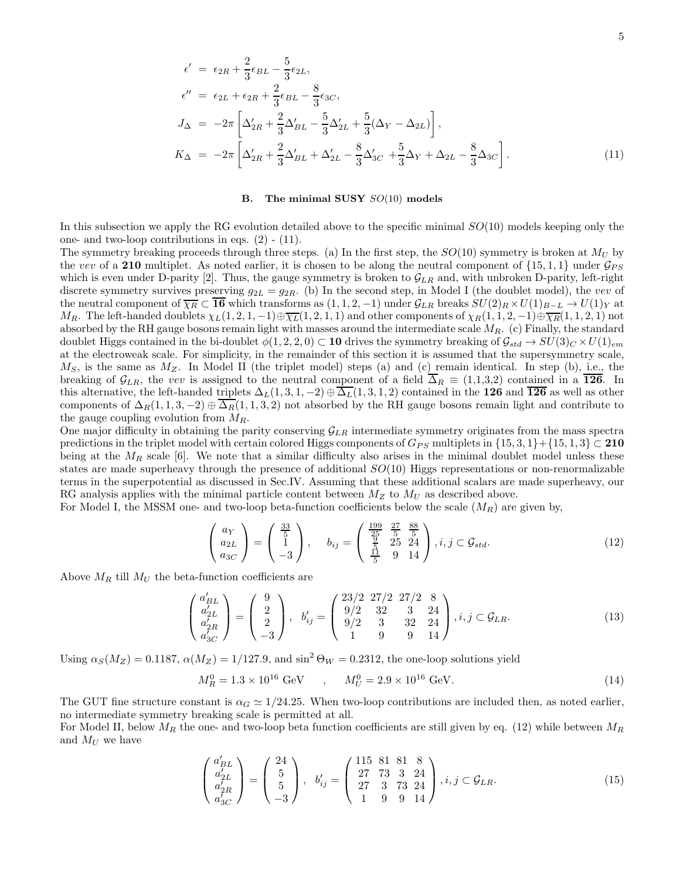$$
\begin{aligned}
\epsilon' &= \epsilon_{2R} + \frac{2}{3}\epsilon_{BL} - \frac{5}{3}\epsilon_{2L}, \\
\epsilon'' &= \epsilon_{2L} + \epsilon_{2R} + \frac{2}{3}\epsilon_{BL} - \frac{8}{3}\epsilon_{3C}, \\
J_\Delta &= -2\pi\left[\Delta'_{2R} + \frac{2}{3}\Delta'_{BL} - \frac{5}{3}\Delta'_{2L} + \frac{5}{3}(\Delta_Y - \Delta_{2L})\right], \\
K_\Delta &= -2\pi\left[\Delta'_{2R} + \frac{2}{3}\Delta'_{BL} + \Delta'_{2L} - \frac{8}{3}\Delta'_{3C} + \frac{5}{3}\Delta_Y + \Delta_{2L} - \frac{8}{3}\Delta_{3C}\right].
\end{aligned} \tag{11}
$$

### B. The minimal SUSY $SO(10)$ models

In this subsection we apply the RG evolution detailed above to the specific minimal $SO(10)$ models keeping only the one- and two-loop contributions in eqs. (2) - (11).

The symmetry breaking proceeds through three steps. (a) In the first step, the $SO(10)$ symmetry is broken at $M_U$ by the *vev* of a **210** multiplet. As noted earlier, it is chosen to be along the neutral component of $\{15,1,1\}$ under $\mathcal{G}_{PS}$ which is even under D-parity [2]. Thus, the gauge symmetry is broken to $\mathcal{G}_{LR}$ and, with unbroken D-parity, left-right discrete symmetry survives preserving $g_{2L} = g_{2R}$. (b) In the second step, in Model I (the doublet model), the *vev* of the neutral component of $\overline{\chi_R} \subset \overline{\mathbf{16}}$ which transforms as $(1,1,2,-1)$ under $\mathcal{G}_{LR}$ breaks $SU(2)_R \times U(1)_{B-L} \to U(1)_Y$ at $M_R$. The left-handed doublets $\chi_L(1,2,1,-1) \oplus \overline{\chi_L}(1,2,1,1)$ and other components of $\chi_R(1,1,2,-1) \oplus \overline{\chi_R}(1,1,2,1)$ not absorbed by the RH gauge bosons remain light with masses around the intermediate scale $M_R$. (c) Finally, the standard doublet Higgs contained in the bi-doublet $\phi(1,2,2,0) \subset \mathbf{10}$ drives the symmetry breaking of $\mathcal{G}_{std} \to SU(3)_C \times U(1)_{em}$ at the electroweak scale. For simplicity, in the remainder of this section it is assumed that the supersymmetry scale, $M_S$, is the same as $M_Z$. In Model II (the triplet model) steps (a) and (c) remain identical. In step (b), i.e., the breaking of $\mathcal{G}_{LR}$, the *vev* is assigned to the neutral component of a field $\overline{\Delta}_R \equiv (1,1,3,2)$ contained in a $\overline{\mathbf{126}}$. In this alternative, the left-handed triplets $\Delta_L(1,3,1,-2) \oplus \overline{\Delta_L}(1,3,1,2)$ contained in the **126** and $\overline{\mathbf{126}}$ as well as other components of $\Delta_R(1,1,3,-2) \oplus \overline{\Delta_R}(1,1,3,2)$ not absorbed by the RH gauge bosons remain light and contribute to the gauge coupling evolution from $M_R$.

One major difficulty in obtaining the parity conserving $\mathcal{G}_{LR}$ intermediate symmetry originates from the mass spectra predictions in the triplet model with certain colored Higgs components of $G_{PS}$ multiplets in $\{15,3,1\}+\{15,1,3\} \subset \mathbf{210}$ being at the $M_R$ scale [6]. We note that a similar difficulty also arises in the minimal doublet model unless these states are made superheavy through the presence of additional $SO(10)$ Higgs representations or non-renormalizable terms in the superpotential as discussed in Sec.IV. Assuming that these additional scalars are made superheavy, our RG analysis applies with the minimal particle content between $M_Z$ to $M_U$ as described above.

For Model I, the MSSM one- and two-loop beta-function coefficients below the scale ($M_R$) are given by,

$$
\begin{pmatrix} a_Y \\ a_{2L} \\ a_{3C} \end{pmatrix} = \begin{pmatrix} \frac{33}{5} \\ 1 \\ -3 \end{pmatrix}, \quad b_{ij} = \begin{pmatrix} \frac{199}{25} & \frac{27}{5} & \frac{88}{5} \\ \frac{9}{5} & 25 & 24 \\ \frac{11}{5} & 9 & 14 \end{pmatrix}, i,j \subset \mathcal{G}_{std}. \tag{12}
$$

Above $M_R$ till $M_U$ the beta-function coefficients are

$$
\begin{pmatrix} a'_{BL} \\ a'_{2L} \\ a'_{2R} \\ a'_{3C} \end{pmatrix} = \begin{pmatrix} 9 \\ 2 \\ 2 \\ -3 \end{pmatrix}, \quad b'_{ij} = \begin{pmatrix} 23/2 & 27/2 & 27/2 & 8 \\ 9/2 & 32 & 3 & 24 \\ 9/2 & 3 & 32 & 24 \\ 1 & 9 & 9 & 14 \end{pmatrix}, i,j \subset \mathcal{G}_{LR}. \tag{13}
$$

Using $\alpha_S(M_Z) = 0.1187$, $\alpha(M_Z) = 1/127.9$, and $\sin^2\Theta_W = 0.2312$, the one-loop solutions yield

$$
M_R^0 = 1.3 \times 10^{16}\ \text{GeV} \quad , \quad M_U^0 = 2.9 \times 10^{16}\ \text{GeV}. \tag{14}
$$

The GUT fine structure constant is $\alpha_G \simeq 1/24.25$. When two-loop contributions are included then, as noted earlier, no intermediate symmetry breaking scale is permitted at all.

For Model II, below $M_R$ the one- and two-loop beta function coefficients are still given by eq. (12) while between $M_R$ and $M_U$ we have

$$
\begin{pmatrix} a'_{BL} \\ a'_{2L} \\ a'_{2R} \\ a'_{3C} \end{pmatrix} = \begin{pmatrix} 24 \\ 5 \\ 5 \\ -3 \end{pmatrix}, \quad b'_{ij} = \begin{pmatrix} 115 & 81 & 81 & 8 \\ 27 & 73 & 3 & 24 \\ 27 & 3 & 73 & 24 \\ 1 & 9 & 9 & 14 \end{pmatrix}, i,j \subset \mathcal{G}_{LR}. \tag{15}
$$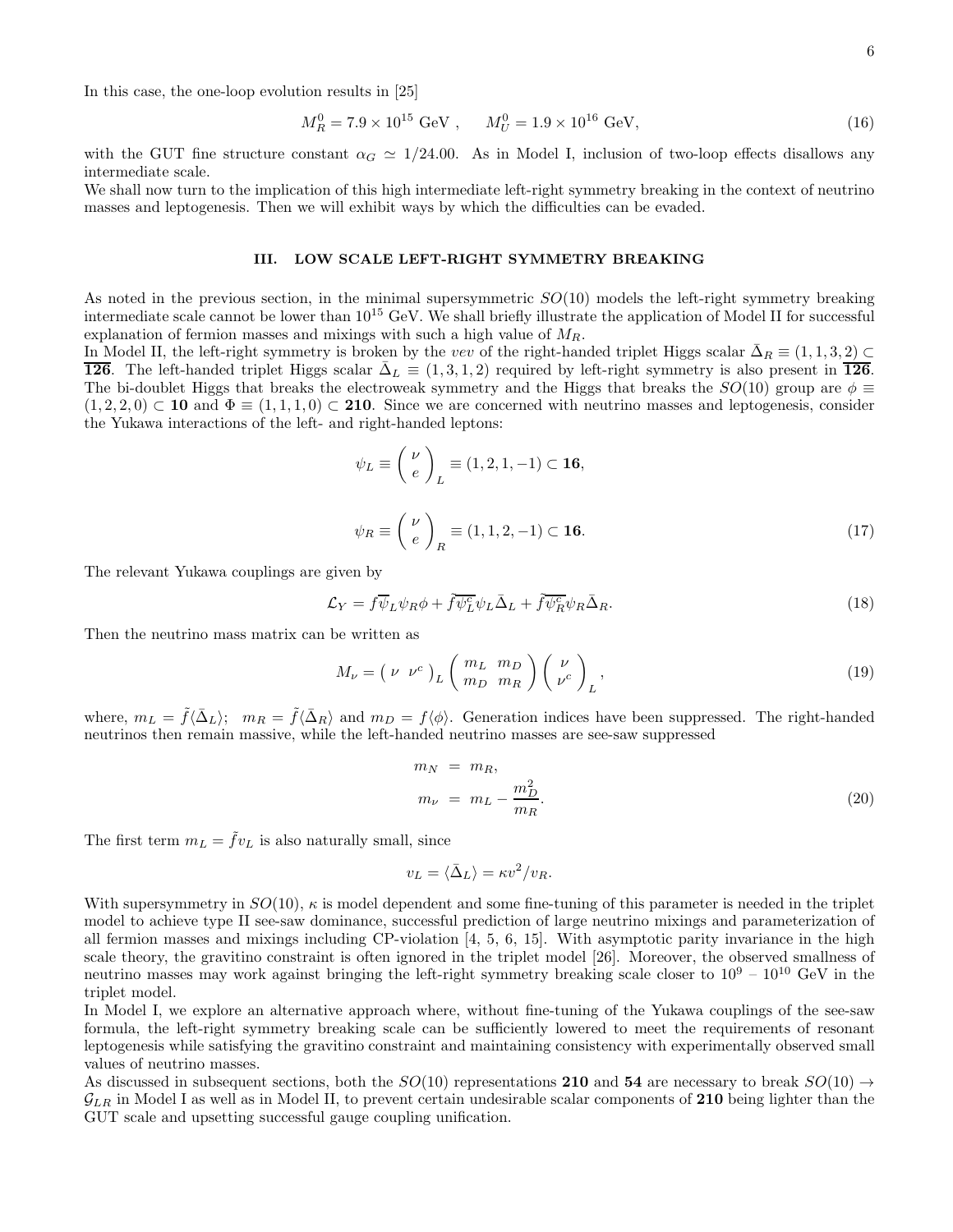In this case, the one-loop evolution results in [25]

$$M_R^0 = 7.9 \times 10^{15}\ \text{GeV}\ , \qquad M_U^0 = 1.9 \times 10^{16}\ \text{GeV}, \tag{16}$$

with the GUT fine structure constant $\alpha_G \simeq 1/24.00$. As in Model I, inclusion of two-loop effects disallows any intermediate scale.

We shall now turn to the implication of this high intermediate left-right symmetry breaking in the context of neutrino masses and leptogenesis. Then we will exhibit ways by which the difficulties can be evaded.

## III. LOW SCALE LEFT-RIGHT SYMMETRY BREAKING

As noted in the previous section, in the minimal supersymmetric $SO(10)$ models the left-right symmetry breaking intermediate scale cannot be lower than $10^{15}$ GeV. We shall briefly illustrate the application of Model II for successful explanation of fermion masses and mixings with such a high value of $M_R$.

In Model II, the left-right symmetry is broken by the *vev* of the right-handed triplet Higgs scalar $\bar{\Delta}_R \equiv (1,1,3,2) \subset \overline{\mathbf{126}}$. The left-handed triplet Higgs scalar $\bar{\Delta}_L \equiv (1,3,1,2)$ required by left-right symmetry is also present in $\overline{\mathbf{126}}$. The bi-doublet Higgs that breaks the electroweak symmetry and the Higgs that breaks the $SO(10)$ group are $\phi \equiv (1,2,2,0) \subset \mathbf{10}$ and $\Phi \equiv (1,1,1,0) \subset \mathbf{210}$. Since we are concerned with neutrino masses and leptogenesis, consider the Yukawa interactions of the left- and right-handed leptons:

$$\psi_L \equiv \begin{pmatrix} \nu \\ e \end{pmatrix}_L \equiv (1,2,1,-1) \subset \mathbf{16},$$

$$\psi_R \equiv \begin{pmatrix} \nu \\ e \end{pmatrix}_R \equiv (1,1,2,-1) \subset \mathbf{16}. \tag{17}$$

The relevant Yukawa couplings are given by

$$\mathcal{L}_Y = f\overline{\psi}_L \psi_R \phi + \tilde{f}\overline{\psi_L^c}\psi_L \bar{\Delta}_L + \tilde{f}\overline{\psi_R^c}\psi_R \bar{\Delta}_R. \tag{18}$$

Then the neutrino mass matrix can be written as

$$M_\nu = \begin{pmatrix} \nu & \nu^c \end{pmatrix}_L \begin{pmatrix} m_L & m_D \\ m_D & m_R \end{pmatrix} \begin{pmatrix} \nu \\ \nu^c \end{pmatrix}_L, \tag{19}$$

where, $m_L = \tilde{f}\langle\bar{\Delta}_L\rangle$; $m_R = \tilde{f}\langle\bar{\Delta}_R\rangle$ and $m_D = f\langle\phi\rangle$. Generation indices have been suppressed. The right-handed neutrinos then remain massive, while the left-handed neutrino masses are see-saw suppressed

$$\begin{aligned} m_N &= m_R, \\ m_\nu &= m_L - \frac{m_D^2}{m_R}. \end{aligned} \tag{20}$$

The first term $m_L = \tilde{f} v_L$ is also naturally small, since

$$v_L = \langle\bar{\Delta}_L\rangle = \kappa v^2/v_R.$$

With supersymmetry in $SO(10)$, $\kappa$ is model dependent and some fine-tuning of this parameter is needed in the triplet model to achieve type II see-saw dominance, successful prediction of large neutrino mixings and parameterization of all fermion masses and mixings including CP-violation [4, 5, 6, 15]. With asymptotic parity invariance in the high scale theory, the gravitino constraint is often ignored in the triplet model [26]. Moreover, the observed smallness of neutrino masses may work against bringing the left-right symmetry breaking scale closer to $10^9$ – $10^{10}$ GeV in the triplet model.

In Model I, we explore an alternative approach where, without fine-tuning of the Yukawa couplings of the see-saw formula, the left-right symmetry breaking scale can be sufficiently lowered to meet the requirements of resonant leptogenesis while satisfying the gravitino constraint and maintaining consistency with experimentally observed small values of neutrino masses.

As discussed in subsequent sections, both the $SO(10)$ representations **210** and **54** are necessary to break $SO(10) \to \mathcal{G}_{LR}$ in Model I as well as in Model II, to prevent certain undesirable scalar components of **210** being lighter than the GUT scale and upsetting successful gauge coupling unification.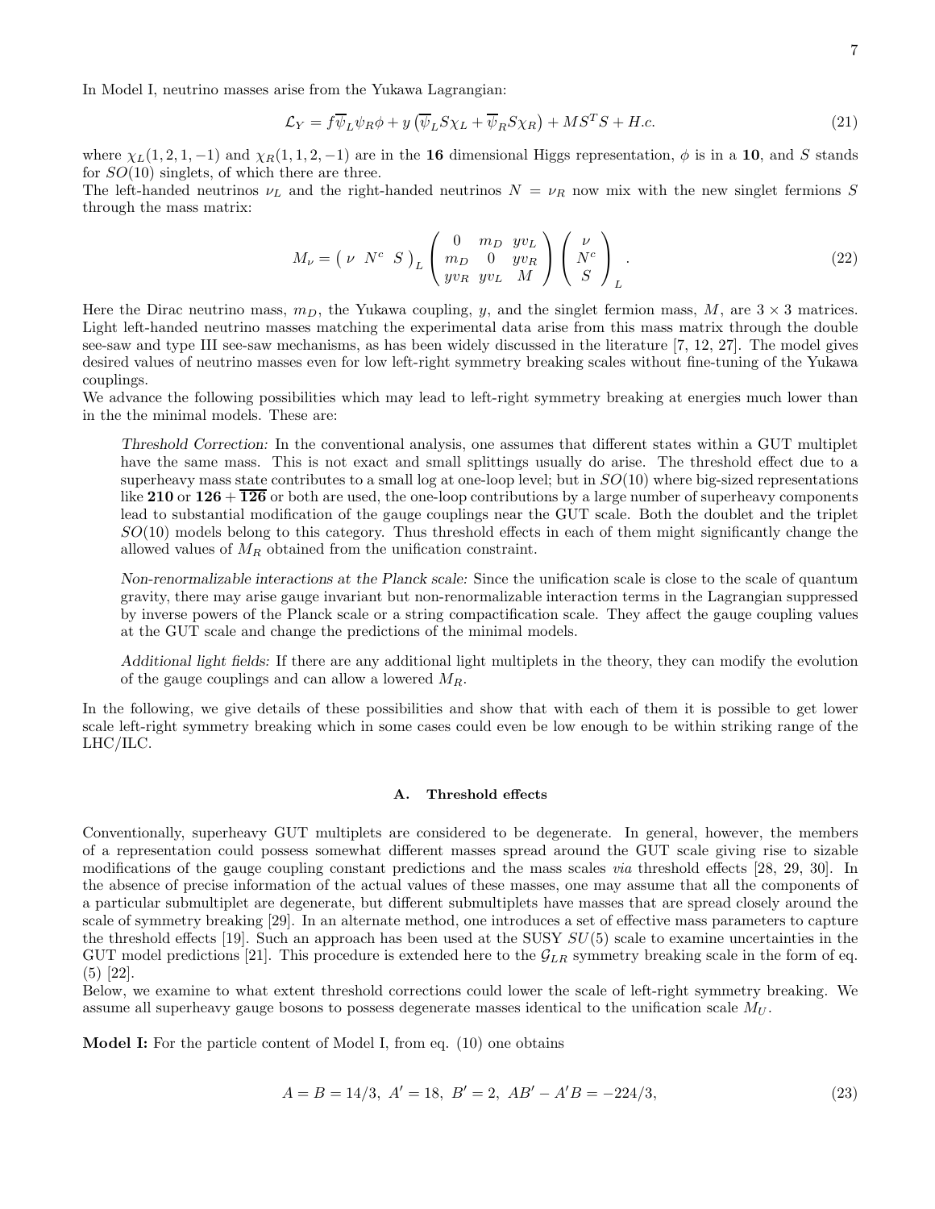In Model I, neutrino masses arise from the Yukawa Lagrangian:

$$\mathcal{L}_Y = f\overline{\psi}_L\psi_R\phi + y\left(\overline{\psi}_L S\chi_L + \overline{\psi}_R S\chi_R\right) + MS^T S + H.c. \tag{21}$$

where $\chi_L(1,2,1,-1)$ and $\chi_R(1,1,2,-1)$ are in the **16** dimensional Higgs representation, $\phi$ is in a **10**, and $S$ stands for $SO(10)$ singlets, of which there are three.

The left-handed neutrinos $\nu_L$ and the right-handed neutrinos $N = \nu_R$ now mix with the new singlet fermions $S$ through the mass matrix:

$$M_\nu = \begin{pmatrix} \nu & N^c & S \end{pmatrix}_L \begin{pmatrix} 0 & m_D & yv_L \\ m_D & 0 & yv_R \\ yv_R & yv_L & M \end{pmatrix} \begin{pmatrix} \nu \\ N^c \\ S \end{pmatrix}_L . \tag{22}$$

Here the Dirac neutrino mass, $m_D$, the Yukawa coupling, $y$, and the singlet fermion mass, $M$, are $3\times 3$ matrices. Light left-handed neutrino masses matching the experimental data arise from this mass matrix through the double see-saw and type III see-saw mechanisms, as has been widely discussed in the literature [7, 12, 27]. The model gives desired values of neutrino masses even for low left-right symmetry breaking scales without fine-tuning of the Yukawa couplings.

We advance the following possibilities which may lead to left-right symmetry breaking at energies much lower than in the the minimal models. These are:

> *Threshold Correction:* In the conventional analysis, one assumes that different states within a GUT multiplet have the same mass. This is not exact and small splittings usually do arise. The threshold effect due to a superheavy mass state contributes to a small log at one-loop level; but in $SO(10)$ where big-sized representations like **210** or $\mathbf{126} + \overline{\mathbf{126}}$ or both are used, the one-loop contributions by a large number of superheavy components lead to substantial modification of the gauge couplings near the GUT scale. Both the doublet and the triplet $SO(10)$ models belong to this category. Thus threshold effects in each of them might significantly change the allowed values of $M_R$ obtained from the unification constraint.
>
> *Non-renormalizable interactions at the Planck scale:* Since the unification scale is close to the scale of quantum gravity, there may arise gauge invariant but non-renormalizable interaction terms in the Lagrangian suppressed by inverse powers of the Planck scale or a string compactification scale. They affect the gauge coupling values at the GUT scale and change the predictions of the minimal models.
>
> *Additional light fields:* If there are any additional light multiplets in the theory, they can modify the evolution of the gauge couplings and can allow a lowered $M_R$.

In the following, we give details of these possibilities and show that with each of them it is possible to get lower scale left-right symmetry breaking which in some cases could even be low enough to be within striking range of the LHC/ILC.

### A. Threshold effects

Conventionally, superheavy GUT multiplets are considered to be degenerate. In general, however, the members of a representation could possess somewhat different masses spread around the GUT scale giving rise to sizable modifications of the gauge coupling constant predictions and the mass scales *via* threshold effects [28, 29, 30]. In the absence of precise information of the actual values of these masses, one may assume that all the components of a particular submultiplet are degenerate, but different submultiplets have masses that are spread closely around the scale of symmetry breaking [29]. In an alternate method, one introduces a set of effective mass parameters to capture the threshold effects [19]. Such an approach has been used at the SUSY $SU(5)$ scale to examine uncertainties in the GUT model predictions [21]. This procedure is extended here to the $\mathcal{G}_{LR}$ symmetry breaking scale in the form of eq. (5) [22].

Below, we examine to what extent threshold corrections could lower the scale of left-right symmetry breaking. We assume all superheavy gauge bosons to possess degenerate masses identical to the unification scale $M_U$.

**Model I:** For the particle content of Model I, from eq. (10) one obtains

$$A = B = 14/3,\ A' = 18,\ B' = 2,\ AB' - A'B = -224/3, \tag{23}$$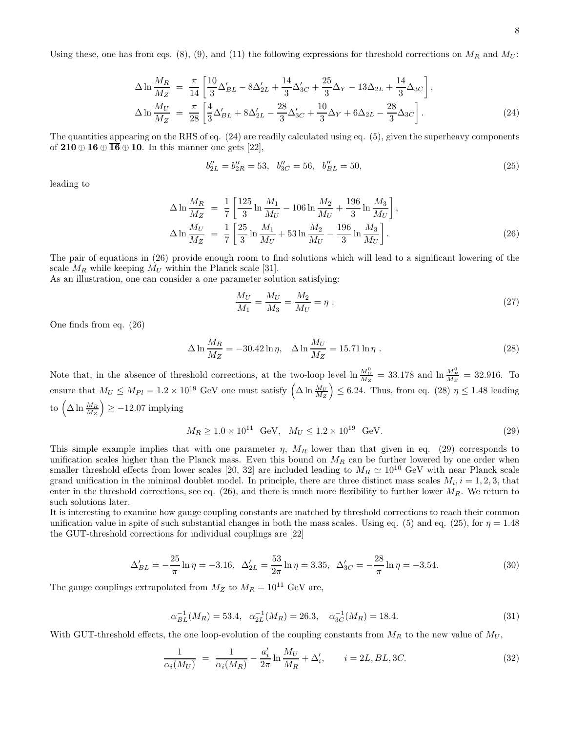Using these, one has from eqs. (8), (9), and (11) the following expressions for threshold corrections on $M_R$ and $M_U$:

$$
\begin{aligned}
\Delta \ln \frac{M_R}{M_Z} &= \frac{\pi}{14}\left[\frac{10}{3}\Delta'_{BL} - 8\Delta'_{2L} + \frac{14}{3}\Delta'_{3C} + \frac{25}{3}\Delta_Y - 13\Delta_{2L} + \frac{14}{3}\Delta_{3C}\right],\\
\Delta \ln \frac{M_U}{M_Z} &= \frac{\pi}{28}\left[\frac{4}{3}\Delta'_{BL} + 8\Delta'_{2L} - \frac{28}{3}\Delta'_{3C} + \frac{10}{3}\Delta_Y + 6\Delta_{2L} - \frac{28}{3}\Delta_{3C}\right].
\end{aligned}
\tag{24}
$$

The quantities appearing on the RHS of eq. (24) are readily calculated using eq. (5), given the superheavy components of $\mathbf{210} \oplus \mathbf{16} \oplus \overline{\mathbf{16}} \oplus \mathbf{10}$. In this manner one gets [22],

$$
b''_{2L} = b''_{2R} = 53, \quad b''_{3C} = 56, \quad b''_{BL} = 50,
\tag{25}
$$

leading to

$$
\begin{aligned}
\Delta \ln \frac{M_R}{M_Z} &= \frac{1}{7}\left[\frac{125}{3}\ln\frac{M_1}{M_U} - 106\ln\frac{M_2}{M_U} + \frac{196}{3}\ln\frac{M_3}{M_U}\right],\\
\Delta \ln \frac{M_U}{M_Z} &= \frac{1}{7}\left[\frac{25}{3}\ln\frac{M_1}{M_U} + 53\ln\frac{M_2}{M_U} - \frac{196}{3}\ln\frac{M_3}{M_U}\right].
\end{aligned}
\tag{26}
$$

The pair of equations in (26) provide enough room to find solutions which will lead to a significant lowering of the scale $M_R$ while keeping $M_U$ within the Planck scale [31].
As an illustration, one can consider a one parameter solution satisfying:

$$
\frac{M_U}{M_1} = \frac{M_U}{M_3} = \frac{M_2}{M_U} = \eta\ .
\tag{27}
$$

One finds from eq. (26)

$$
\Delta \ln \frac{M_R}{M_Z} = -30.42\ln\eta, \quad \Delta \ln \frac{M_U}{M_Z} = 15.71\ln\eta\ .
\tag{28}
$$

Note that, in the absence of threshold corrections, at the two-loop level $\ln\frac{M_U^0}{M_Z} = 33.178$ and $\ln\frac{M_R^0}{M_Z} = 32.916$. To ensure that $M_U \leq M_{Pl} = 1.2\times 10^{19}$ GeV one must satisfy $\left(\Delta\ln\frac{M_U}{M_Z}\right) \leq 6.24$. Thus, from eq. (28) $\eta \leq 1.48$ leading to $\left(\Delta \ln\frac{M_R}{M_Z}\right) \geq -12.07$ implying

$$
M_R \geq 1.0\times 10^{11}\ \text{GeV}, \quad M_U \leq 1.2\times 10^{19}\ \text{GeV}.
\tag{29}
$$

This simple example implies that with one parameter $\eta$, $M_R$ lower than that given in eq. (29) corresponds to unification scales higher than the Planck mass. Even this bound on $M_R$ can be further lowered by one order when smaller threshold effects from lower scales [20, 32] are included leading to $M_R \simeq 10^{10}$ GeV with near Planck scale grand unification in the minimal doublet model. In principle, there are three distinct mass scales $M_i, i = 1, 2, 3$, that enter in the threshold corrections, see eq. (26), and there is much more flexibility to further lower $M_R$. We return to such solutions later.
It is interesting to examine how gauge coupling constants are matched by threshold corrections to reach their common unification value in spite of such substantial changes in both the mass scales. Using eq. (5) and eq. (25), for $\eta = 1.48$ the GUT-threshold corrections for individual couplings are [22]

$$
\Delta'_{BL} = -\frac{25}{\pi}\ln\eta = -3.16, \quad \Delta'_{2L} = \frac{53}{2\pi}\ln\eta = 3.35, \quad \Delta'_{3C} = -\frac{28}{\pi}\ln\eta = -3.54.
\tag{30}
$$

The gauge couplings extrapolated from $M_Z$ to $M_R = 10^{11}$ GeV are,

$$
\alpha^{-1}_{BL}(M_R) = 53.4, \quad \alpha^{-1}_{2L}(M_R) = 26.3, \quad \alpha^{-1}_{3C}(M_R) = 18.4.
\tag{31}
$$

With GUT-threshold effects, the one loop-evolution of the coupling constants from $M_R$ to the new value of $M_U$,

$$
\frac{1}{\alpha_i(M_U)} = \frac{1}{\alpha_i(M_R)} - \frac{a'_i}{2\pi}\ln\frac{M_U}{M_R} + \Delta'_i, \qquad i = 2L, BL, 3C.
\tag{32}
$$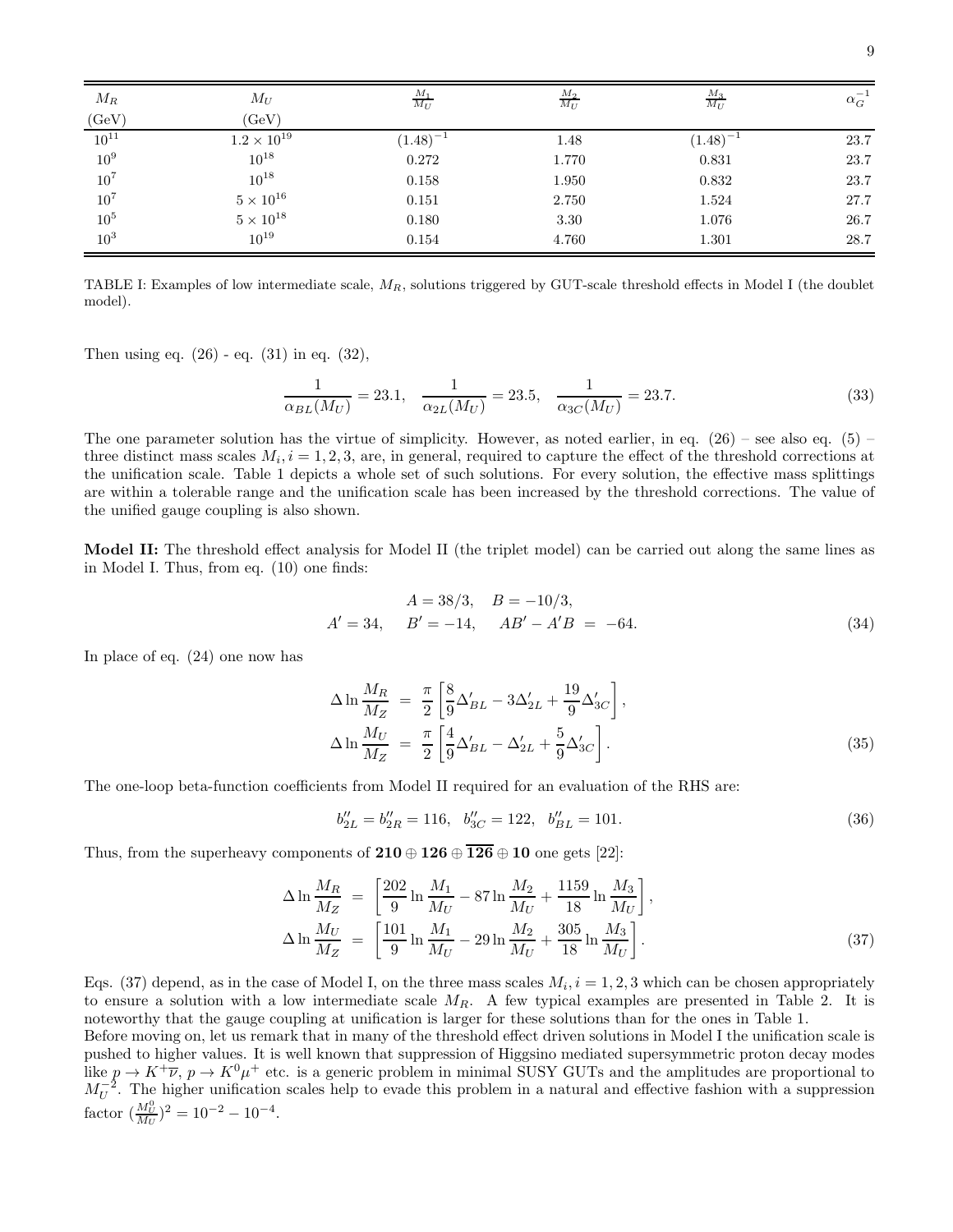| $M_R$ (GeV) | $M_U$ (GeV) | $\frac{M_1}{M_U}$ | $\frac{M_2}{M_U}$ | $\frac{M_3}{M_U}$ | $\alpha_G^{-1}$ |
|---|---|---|---|---|---|
| $10^{11}$ | $1.2 \times 10^{19}$ | $(1.48)^{-1}$ | 1.48 | $(1.48)^{-1}$ | 23.7 |
| $10^9$ | $10^{18}$ | 0.272 | 1.770 | 0.831 | 23.7 |
| $10^7$ | $10^{18}$ | 0.158 | 1.950 | 0.832 | 23.7 |
| $10^7$ | $5 \times 10^{16}$ | 0.151 | 2.750 | 1.524 | 27.7 |
| $10^5$ | $5 \times 10^{18}$ | 0.180 | 3.30 | 1.076 | 26.7 |
| $10^3$ | $10^{19}$ | 0.154 | 4.760 | 1.301 | 28.7 |

TABLE I: Examples of low intermediate scale, $M_R$, solutions triggered by GUT-scale threshold effects in Model I (the doublet model).

Then using eq. (26) - eq. (31) in eq. (32),

$$\frac{1}{\alpha_{BL}(M_U)} = 23.1, \quad \frac{1}{\alpha_{2L}(M_U)} = 23.5, \quad \frac{1}{\alpha_{3C}(M_U)} = 23.7. \tag{33}$$

The one parameter solution has the virtue of simplicity. However, as noted earlier, in eq. (26) – see also eq. (5) – three distinct mass scales $M_i, i = 1, 2, 3$, are, in general, required to capture the effect of the threshold corrections at the unification scale. Table 1 depicts a whole set of such solutions. For every solution, the effective mass splittings are within a tolerable range and the unification scale has been increased by the threshold corrections. The value of the unified gauge coupling is also shown.

**Model II:** The threshold effect analysis for Model II (the triplet model) can be carried out along the same lines as in Model I. Thus, from eq. (10) one finds:

$$\begin{aligned} A = 38/3, \quad B = -10/3, \\ A' = 34, \quad B' = -14, \quad AB' - A'B \ = \ -64. \end{aligned} \tag{34}$$

In place of eq. (24) one now has

$$\begin{aligned} \Delta \ln \frac{M_R}{M_Z} &= \frac{\pi}{2}\left[\frac{8}{9}\Delta'_{BL} - 3\Delta'_{2L} + \frac{19}{9}\Delta'_{3C}\right], \\ \Delta \ln \frac{M_U}{M_Z} &= \frac{\pi}{2}\left[\frac{4}{9}\Delta'_{BL} - \Delta'_{2L} + \frac{5}{9}\Delta'_{3C}\right]. \end{aligned} \tag{35}$$

The one-loop beta-function coefficients from Model II required for an evaluation of the RHS are:

$$b''_{2L} = b''_{2R} = 116, \quad b''_{3C} = 122, \quad b''_{BL} = 101. \tag{36}$$

Thus, from the superheavy components of $\mathbf{210} \oplus \mathbf{126} \oplus \overline{\mathbf{126}} \oplus \mathbf{10}$ one gets [22]:

$$\begin{aligned} \Delta \ln \frac{M_R}{M_Z} &= \left[\frac{202}{9}\ln\frac{M_1}{M_U} - 87\ln\frac{M_2}{M_U} + \frac{1159}{18}\ln\frac{M_3}{M_U}\right], \\ \Delta \ln \frac{M_U}{M_Z} &= \left[\frac{101}{9}\ln\frac{M_1}{M_U} - 29\ln\frac{M_2}{M_U} + \frac{305}{18}\ln\frac{M_3}{M_U}\right]. \end{aligned} \tag{37}$$

Eqs. (37) depend, as in the case of Model I, on the three mass scales $M_i, i = 1, 2, 3$ which can be chosen appropriately to ensure a solution with a low intermediate scale $M_R$. A few typical examples are presented in Table 2. It is noteworthy that the gauge coupling at unification is larger for these solutions than for the ones in Table 1.

Before moving on, let us remark that in many of the threshold effect driven solutions in Model I the unification scale is pushed to higher values. It is well known that suppression of Higgsino mediated supersymmetric proton decay modes like $p \to K^+\overline{\nu}$, $p \to K^0\mu^+$ etc. is a generic problem in minimal SUSY GUTs and the amplitudes are proportional to $M_U^{-2}$. The higher unification scales help to evade this problem in a natural and effective fashion with a suppression factor $(\frac{M_U^0}{M_U})^2 = 10^{-2} - 10^{-4}$.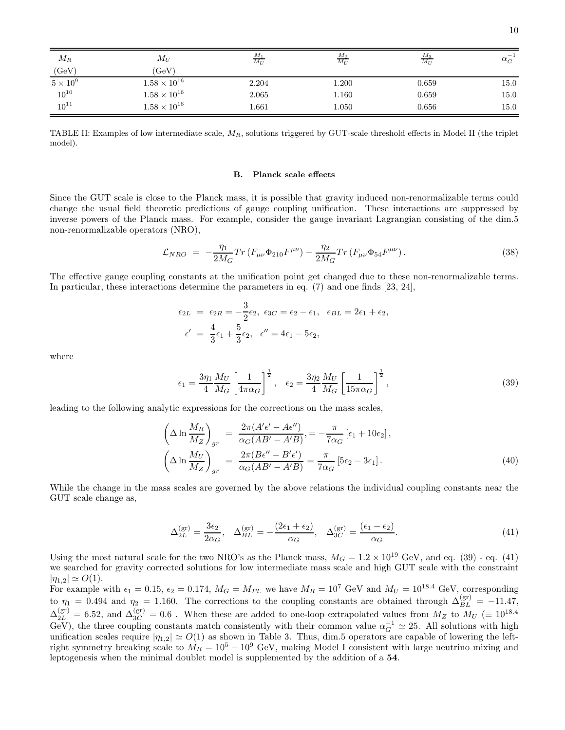| $M_R$ (GeV) | $M_U$ (GeV) | $\frac{M_1}{M_U}$ | $\frac{M_2}{M_U}$ | $\frac{M_3}{M_U}$ | $\alpha_G^{-1}$ |
|---|---|---|---|---|---|
| $5 \times 10^9$ | $1.58 \times 10^{16}$ | 2.204 | 1.200 | 0.659 | 15.0 |
| $10^{10}$ | $1.58 \times 10^{16}$ | 2.065 | 1.160 | 0.659 | 15.0 |
| $10^{11}$ | $1.58 \times 10^{16}$ | 1.661 | 1.050 | 0.656 | 15.0 |

TABLE II: Examples of low intermediate scale, $M_R$, solutions triggered by GUT-scale threshold effects in Model II (the triplet model).

### B. Planck scale effects

Since the GUT scale is close to the Planck mass, it is possible that gravity induced non-renormalizable terms could change the usual field theoretic predictions of gauge coupling unification. These interactions are suppressed by inverse powers of the Planck mass. For example, consider the gauge invariant Lagrangian consisting of the dim.5 non-renormalizable operators (NRO),

$$\mathcal{L}_{NRO} = -\frac{\eta_1}{2M_G} Tr\left(F_{\mu\nu}\Phi_{210}F^{\mu\nu}\right) - \frac{\eta_2}{2M_G} Tr\left(F_{\mu\nu}\Phi_{54}F^{\mu\nu}\right). \tag{38}$$

The effective gauge coupling constants at the unification point get changed due to these non-renormalizable terms. In particular, these interactions determine the parameters in eq. (7) and one finds [23, 24],

$$\epsilon_{2L} = \epsilon_{2R} = -\frac{3}{2}\epsilon_2, \; \epsilon_{3C} = \epsilon_2 - \epsilon_1, \; \epsilon_{BL} = 2\epsilon_1 + \epsilon_2,$$
$$\epsilon' = \frac{4}{3}\epsilon_1 + \frac{5}{3}\epsilon_2, \; \epsilon'' = 4\epsilon_1 - 5\epsilon_2,$$

where

$$\epsilon_1 = \frac{3\eta_1}{4}\frac{M_U}{M_G}\left[\frac{1}{4\pi\alpha_G}\right]^{\frac{1}{2}}, \quad \epsilon_2 = \frac{3\eta_2}{4}\frac{M_U}{M_G}\left[\frac{1}{15\pi\alpha_G}\right]^{\frac{1}{2}}, \tag{39}$$

leading to the following analytic expressions for the corrections on the mass scales,

$$\left(\Delta \ln\frac{M_R}{M_Z}\right)_{gr} = \frac{2\pi(A'\epsilon' - A\epsilon'')}{\alpha_G(AB' - A'B)}, = -\frac{\pi}{7\alpha_G}\left[\epsilon_1 + 10\epsilon_2\right],$$
$$\left(\Delta \ln\frac{M_U}{M_Z}\right)_{gr} = \frac{2\pi(B\epsilon'' - B'\epsilon')}{\alpha_G(AB' - A'B)} = \frac{\pi}{7\alpha_G}\left[5\epsilon_2 - 3\epsilon_1\right]. \tag{40}$$

While the change in the mass scales are governed by the above relations the individual coupling constants near the GUT scale change as,

$$\Delta_{2L}^{(\mathrm{gr})} = \frac{3\epsilon_2}{2\alpha_G}, \quad \Delta_{BL}^{(\mathrm{gr})} = -\frac{(2\epsilon_1 + \epsilon_2)}{\alpha_G}, \quad \Delta_{3C}^{(\mathrm{gr})} = \frac{(\epsilon_1 - \epsilon_2)}{\alpha_G}. \tag{41}$$

Using the most natural scale for the two NRO's as the Planck mass, $M_G = 1.2 \times 10^{19}$ GeV, and eq. (39) - eq. (41) we searched for gravity corrected solutions for low intermediate mass scale and high GUT scale with the constraint $|\eta_{1,2}| \simeq O(1)$.

For example with $\epsilon_1 = 0.15$, $\epsilon_2 = 0.174$, $M_G = M_{Pl.}$ we have $M_R = 10^7$ GeV and $M_U = 10^{18.4}$ GeV, corresponding to $\eta_1 = 0.494$ and $\eta_2 = 1.160$. The corrections to the coupling constants are obtained through $\Delta_{BL}^{(\mathrm{gr})} = -11.47$, $\Delta_{2L}^{(\mathrm{gr})} = 6.52$, and $\Delta_{3C}^{(\mathrm{gr})} = 0.6$ . When these are added to one-loop extrapolated values from $M_Z$ to $M_U$ ($\equiv 10^{18.4}$ GeV), the three coupling constants match consistently with their common value $\alpha_G^{-1} \simeq 25$. All solutions with high unification scales require $|\eta_{1,2}| \simeq O(1)$ as shown in Table 3. Thus, dim.5 operators are capable of lowering the left-right symmetry breaking scale to $M_R = 10^5 - 10^9$ GeV, making Model I consistent with large neutrino mixing and leptogenesis when the minimal doublet model is supplemented by the addition of a **54**.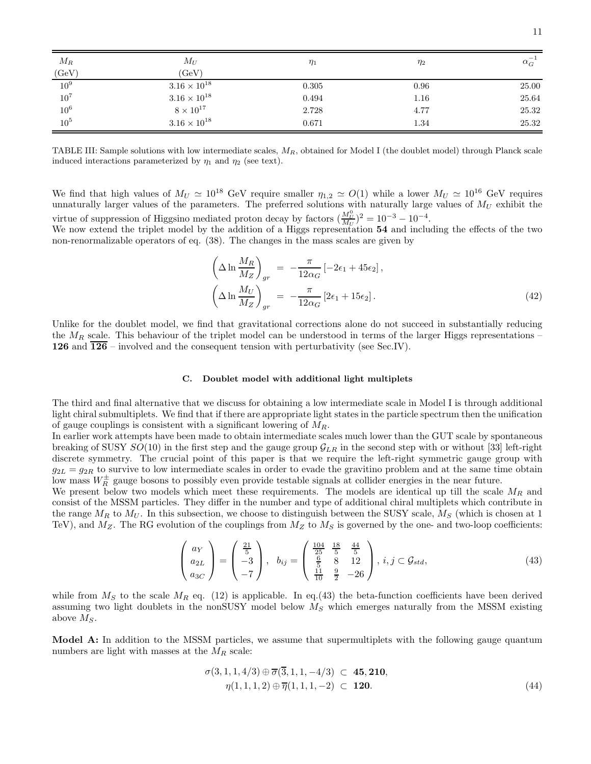| $M_R$ (GeV) | $M_U$ (GeV) | $\eta_1$ | $\eta_2$ | $\alpha_G^{-1}$ |
|---|---|---|---|---|
| $10^9$ | $3.16 \times 10^{18}$ | 0.305 | 0.96 | 25.00 |
| $10^7$ | $3.16 \times 10^{18}$ | 0.494 | 1.16 | 25.64 |
| $10^6$ | $8 \times 10^{17}$ | 2.728 | 4.77 | 25.32 |
| $10^5$ | $3.16 \times 10^{18}$ | 0.671 | 1.34 | 25.32 |

TABLE III: Sample solutions with low intermediate scales, $M_R$, obtained for Model I (the doublet model) through Planck scale induced interactions parameterized by $\eta_1$ and $\eta_2$ (see text).

We find that high values of $M_U \simeq 10^{18}$ GeV require smaller $\eta_{1,2} \simeq O(1)$ while a lower $M_U \simeq 10^{16}$ GeV requires unnaturally larger values of the parameters. The preferred solutions with naturally large values of $M_U$ exhibit the virtue of suppression of Higgsino mediated proton decay by factors $(\frac{M_U^0}{M_U})^2 = 10^{-3} - 10^{-4}$.
We now extend the triplet model by the addition of a Higgs representation **54** and including the effects of the two non-renormalizable operators of eq. (38). The changes in the mass scales are given by

$$\left(\Delta \ln \frac{M_R}{M_Z}\right)_{gr} = -\frac{\pi}{12\alpha_G}\left[-2\epsilon_1 + 45\epsilon_2\right],$$
$$\left(\Delta \ln \frac{M_U}{M_Z}\right)_{gr} = -\frac{\pi}{12\alpha_G}\left[2\epsilon_1 + 15\epsilon_2\right]. \tag{42}$$

Unlike for the doublet model, we find that gravitational corrections alone do not succeed in substantially reducing the $M_R$ scale. This behaviour of the triplet model can be understood in terms of the larger Higgs representations – **126** and $\overline{\mathbf{126}}$ – involved and the consequent tension with perturbativity (see Sec.IV).

### C. Doublet model with additional light multiplets

The third and final alternative that we discuss for obtaining a low intermediate scale in Model I is through additional light chiral submultiplets. We find that if there are appropriate light states in the particle spectrum then the unification of gauge couplings is consistent with a significant lowering of $M_R$.
In earlier work attempts have been made to obtain intermediate scales much lower than the GUT scale by spontaneous breaking of SUSY $SO(10)$ in the first step and the gauge group $\mathcal{G}_{LR}$ in the second step with or without [33] left-right discrete symmetry. The crucial point of this paper is that we require the left-right symmetric gauge group with $g_{2L} = g_{2R}$ to survive to low intermediate scales in order to evade the gravitino problem and at the same time obtain low mass $W_R^{\pm}$ gauge bosons to possibly even provide testable signals at collider energies in the near future.
We present below two models which meet these requirements. The models are identical up till the scale $M_R$ and consist of the MSSM particles. They differ in the number and type of additional chiral multiplets which contribute in the range $M_R$ to $M_U$. In this subsection, we choose to distinguish between the SUSY scale, $M_S$ (which is chosen at 1 TeV), and $M_Z$. The RG evolution of the couplings from $M_Z$ to $M_S$ is governed by the one- and two-loop coefficients:

$$\begin{pmatrix} a_Y \\ a_{2L} \\ a_{3C} \end{pmatrix} = \begin{pmatrix} \frac{21}{5} \\ -3 \\ -7 \end{pmatrix}, \quad b_{ij} = \begin{pmatrix} \frac{104}{25} & \frac{18}{5} & \frac{44}{5} \\ \frac{6}{5} & 8 & 12 \\ \frac{11}{10} & \frac{9}{2} & -26 \end{pmatrix}, \; i,j \subset \mathcal{G}_{std}, \tag{43}$$

while from $M_S$ to the scale $M_R$ eq. (12) is applicable. In eq.(43) the beta-function coefficients have been derived assuming two light doublets in the nonSUSY model below $M_S$ which emerges naturally from the MSSM existing above $M_S$.

**Model A:** In addition to the MSSM particles, we assume that supermultiplets with the following gauge quantum numbers are light with masses at the $M_R$ scale:

$$\sigma(3,1,1,4/3) \oplus \overline{\sigma}(\overline{3},1,1,-4/3) \subset \mathbf{45}, \mathbf{210},$$
$$\eta(1,1,1,2) \oplus \overline{\eta}(1,1,1,-2) \subset \mathbf{120}. \tag{44}$$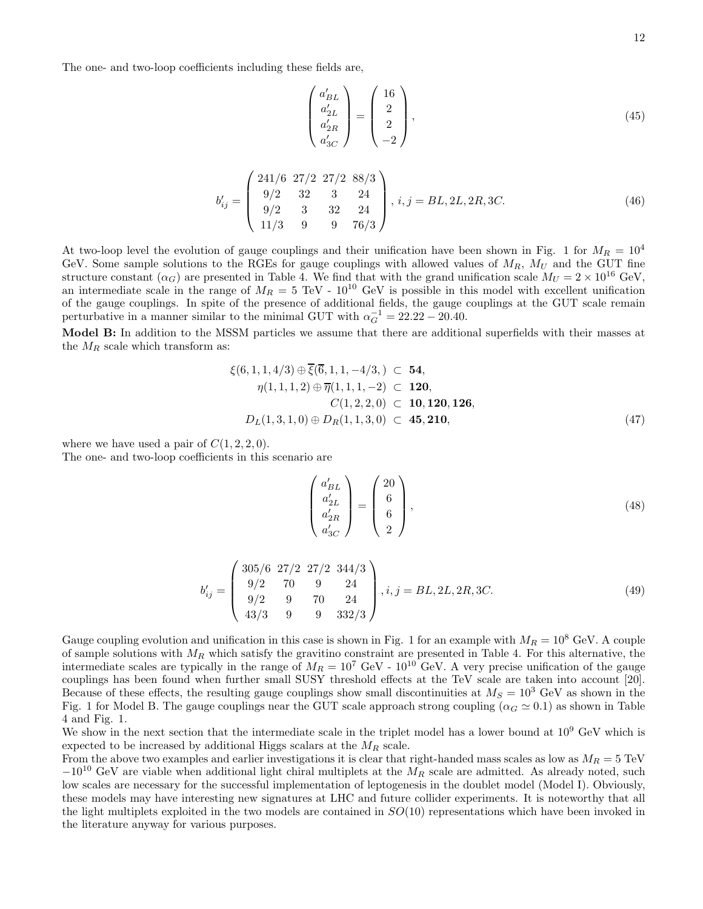The one- and two-loop coefficients including these fields are,

$$\begin{pmatrix} a'_{BL} \\ a'_{2L} \\ a'_{2R} \\ a'_{3C} \end{pmatrix} = \begin{pmatrix} 16 \\ 2 \\ 2 \\ -2 \end{pmatrix}, \tag{45}$$

$$b'_{ij} = \begin{pmatrix} 241/6 & 27/2 & 27/2 & 88/3 \\ 9/2 & 32 & 3 & 24 \\ 9/2 & 3 & 32 & 24 \\ 11/3 & 9 & 9 & 76/3 \end{pmatrix}, \; i,j = BL, 2L, 2R, 3C. \tag{46}$$

At two-loop level the evolution of gauge couplings and their unification have been shown in Fig. 1 for $M_R = 10^4$ GeV. Some sample solutions to the RGEs for gauge couplings with allowed values of $M_R$, $M_U$ and the GUT fine structure constant ($\alpha_G$) are presented in Table 4. We find that with the grand unification scale $M_U = 2 \times 10^{16}$ GeV, an intermediate scale in the range of $M_R = 5$ TeV - $10^{10}$ GeV is possible in this model with excellent unification of the gauge couplings. In spite of the presence of additional fields, the gauge couplings at the GUT scale remain perturbative in a manner similar to the minimal GUT with $\alpha_G^{-1} = 22.22 - 20.40$.

**Model B:** In addition to the MSSM particles we assume that there are additional superfields with their masses at the $M_R$ scale which transform as:

$$\begin{aligned} \xi(6,1,1,4/3) \oplus \overline{\xi}(\overline{6},1,1,-4/3,) &\subset \mathbf{54}, \\ \eta(1,1,1,2) \oplus \overline{\eta}(1,1,1,-2) &\subset \mathbf{120}, \\ C(1,2,2,0) &\subset \mathbf{10}, \mathbf{120}, \mathbf{126}, \\ D_L(1,3,1,0) \oplus D_R(1,1,3,0) &\subset \mathbf{45}, \mathbf{210}, \end{aligned} \tag{47}$$

where we have used a pair of $C(1,2,2,0)$.
The one- and two-loop coefficients in this scenario are

$$\begin{pmatrix} a'_{BL} \\ a'_{2L} \\ a'_{2R} \\ a'_{3C} \end{pmatrix} = \begin{pmatrix} 20 \\ 6 \\ 6 \\ 2 \end{pmatrix}, \tag{48}$$

$$b'_{ij} = \begin{pmatrix} 305/6 & 27/2 & 27/2 & 344/3 \\ 9/2 & 70 & 9 & 24 \\ 9/2 & 9 & 70 & 24 \\ 43/3 & 9 & 9 & 332/3 \end{pmatrix}, i,j = BL, 2L, 2R, 3C. \tag{49}$$

Gauge coupling evolution and unification in this case is shown in Fig. 1 for an example with $M_R = 10^8$ GeV. A couple of sample solutions with $M_R$ which satisfy the gravitino constraint are presented in Table 4. For this alternative, the intermediate scales are typically in the range of $M_R = 10^7$ GeV - $10^{10}$ GeV. A very precise unification of the gauge couplings has been found when further small SUSY threshold effects at the TeV scale are taken into account [20]. Because of these effects, the resulting gauge couplings show small discontinuities at $M_S = 10^3$ GeV as shown in the Fig. 1 for Model B. The gauge couplings near the GUT scale approach strong coupling ($\alpha_G \simeq 0.1$) as shown in Table 4 and Fig. 1.
We show in the next section that the intermediate scale in the triplet model has a lower bound at $10^9$ GeV which is expected to be increased by additional Higgs scalars at the $M_R$ scale.
From the above two examples and earlier investigations it is clear that right-handed mass scales as low as $M_R = 5$ TeV $-10^{10}$ GeV are viable when additional light chiral multiplets at the $M_R$ scale are admitted. As already noted, such low scales are necessary for the successful implementation of leptogenesis in the doublet model (Model I). Obviously, these models may have interesting new signatures at LHC and future collider experiments. It is noteworthy that all the light multiplets exploited in the two models are contained in $SO(10)$ representations which have been invoked in the literature anyway for various purposes.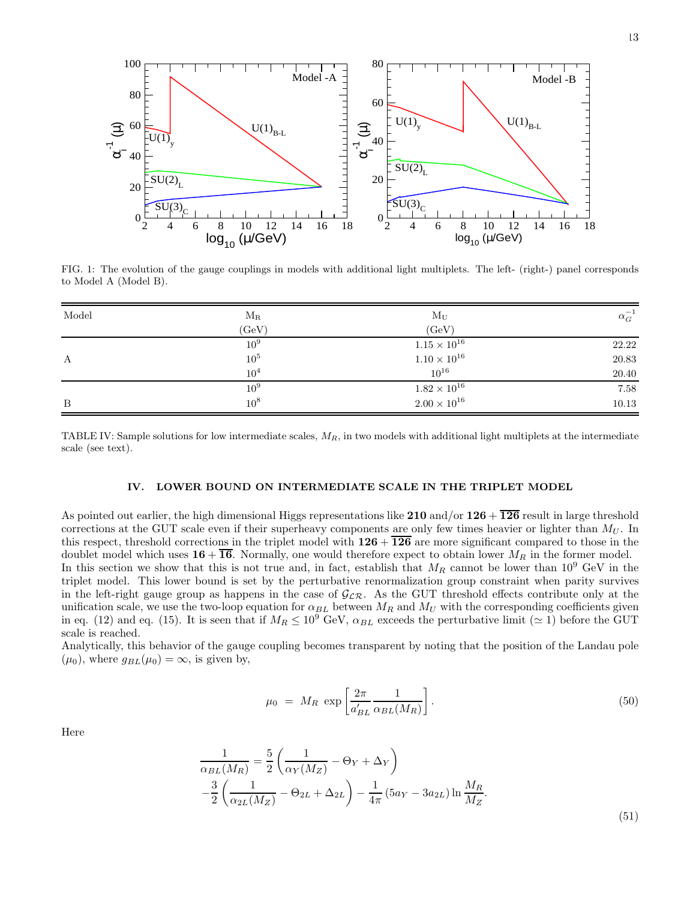FIG. 1: The evolution of the gauge couplings in models with additional light multiplets. The left- (right-) panel corresponds to Model A (Model B).

| Model | $M_R$ (GeV) | $M_U$ (GeV) | $\alpha_G^{-1}$ |
|---|---|---|---|
| | $10^9$ | $1.15\times10^{16}$ | 22.22 |
| A | $10^5$ | $1.10\times10^{16}$ | 20.83 |
| | $10^4$ | $10^{16}$ | 20.40 |
| B | $10^9$ | $1.82\times10^{16}$ | 7.58 |
| | $10^8$ | $2.00\times10^{16}$ | 10.13 |

TABLE IV: Sample solutions for low intermediate scales, $M_R$, in two models with additional light multiplets at the intermediate scale (see text).

## IV. LOWER BOUND ON INTERMEDIATE SCALE IN THE TRIPLET MODEL

As pointed out earlier, the high dimensional Higgs representations like **210** and/or $\mathbf{126}+\overline{\mathbf{126}}$ result in large threshold corrections at the GUT scale even if their superheavy components are only few times heavier or lighter than $M_U$. In this respect, threshold corrections in the triplet model with $\mathbf{126}+\overline{\mathbf{126}}$ are more significant compared to those in the doublet model which uses $\mathbf{16}+\overline{\mathbf{16}}$. Normally, one would therefore expect to obtain lower $M_R$ in the former model. In this section we show that this is not true and, in fact, establish that $M_R$ cannot be lower than $10^9$ GeV in the triplet model. This lower bound is set by the perturbative renormalization group constraint when parity survives in the left-right gauge group as happens in the case of $\mathcal{G_{LR}}$. As the GUT threshold effects contribute only at the unification scale, we use the two-loop equation for $\alpha_{BL}$ between $M_R$ and $M_U$ with the corresponding coefficients given in eq. (12) and eq. (15). It is seen that if $M_R \leq 10^9$ GeV, $\alpha_{BL}$ exceeds the perturbative limit ($\simeq 1$) before the GUT scale is reached.

Analytically, this behavior of the gauge coupling becomes transparent by noting that the position of the Landau pole ($\mu_0$), where $g_{BL}(\mu_0)=\infty$, is given by,

$$\mu_0 \;=\; M_R \;\exp\left[\frac{2\pi}{a'_{BL}}\frac{1}{\alpha_{BL}(M_R)}\right]. \tag{50}$$

Here

$$\frac{1}{\alpha_{BL}(M_R)} = \frac{5}{2}\left(\frac{1}{\alpha_Y(M_Z)} - \Theta_Y + \Delta_Y\right) \\ -\frac{3}{2}\left(\frac{1}{\alpha_{2L}(M_Z)} - \Theta_{2L} + \Delta_{2L}\right) - \frac{1}{4\pi}\left(5a_Y - 3a_{2L}\right)\ln\frac{M_R}{M_Z}. \tag{51}$$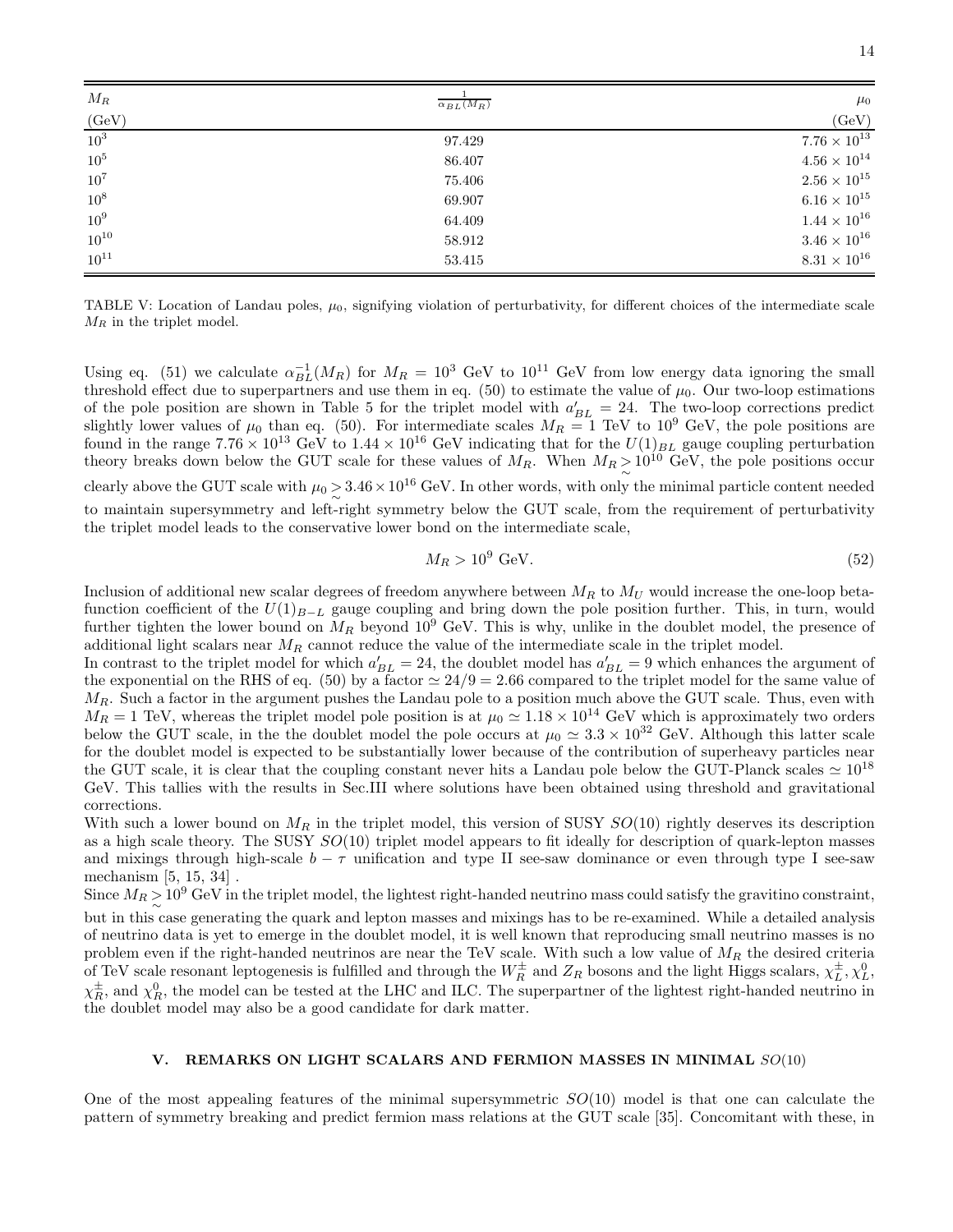| $M_R$ (GeV) | $\frac{1}{\alpha_{BL}(M_R)}$ | $\mu_0$ (GeV) |
|---|---|---|
| $10^3$ | 97.429 | $7.76 \times 10^{13}$ |
| $10^5$ | 86.407 | $4.56 \times 10^{14}$ |
| $10^7$ | 75.406 | $2.56 \times 10^{15}$ |
| $10^8$ | 69.907 | $6.16 \times 10^{15}$ |
| $10^9$ | 64.409 | $1.44 \times 10^{16}$ |
| $10^{10}$ | 58.912 | $3.46 \times 10^{16}$ |
| $10^{11}$ | 53.415 | $8.31 \times 10^{16}$ |

TABLE V: Location of Landau poles, $\mu_0$, signifying violation of perturbativity, for different choices of the intermediate scale $M_R$ in the triplet model.

Using eq. (51) we calculate $\alpha_{BL}^{-1}(M_R)$ for $M_R = 10^3$ GeV to $10^{11}$ GeV from low energy data ignoring the small threshold effect due to superpartners and use them in eq. (50) to estimate the value of $\mu_0$. Our two-loop estimations of the pole position are shown in Table 5 for the triplet model with $a'_{BL} = 24$. The two-loop corrections predict slightly lower values of $\mu_0$ than eq. (50). For intermediate scales $M_R = 1$ TeV to $10^9$ GeV, the pole positions are found in the range $7.76 \times 10^{13}$ GeV to $1.44 \times 10^{16}$ GeV indicating that for the $U(1)_{BL}$ gauge coupling perturbation theory breaks down below the GUT scale for these values of $M_R$. When $M_R \gtrsim 10^{10}$ GeV, the pole positions occur clearly above the GUT scale with $\mu_0 \gtrsim 3.46 \times 10^{16}$ GeV. In other words, with only the minimal particle content needed to maintain supersymmetry and left-right symmetry below the GUT scale, from the requirement of perturbativity the triplet model leads to the conservative lower bond on the intermediate scale,

$$M_R > 10^9 \text{ GeV}. \tag{52}$$

Inclusion of additional new scalar degrees of freedom anywhere between $M_R$ to $M_U$ would increase the one-loop beta-function coefficient of the $U(1)_{B-L}$ gauge coupling and bring down the pole position further. This, in turn, would further tighten the lower bound on $M_R$ beyond $10^9$ GeV. This is why, unlike in the doublet model, the presence of additional light scalars near $M_R$ cannot reduce the value of the intermediate scale in the triplet model.

In contrast to the triplet model for which $a'_{BL} = 24$, the doublet model has $a'_{BL} = 9$ which enhances the argument of the exponential on the RHS of eq. (50) by a factor $\simeq 24/9 = 2.66$ compared to the triplet model for the same value of $M_R$. Such a factor in the argument pushes the Landau pole to a position much above the GUT scale. Thus, even with $M_R = 1$ TeV, whereas the triplet model pole position is at $\mu_0 \simeq 1.18 \times 10^{14}$ GeV which is approximately two orders below the GUT scale, in the the doublet model the pole occurs at $\mu_0 \simeq 3.3 \times 10^{32}$ GeV. Although this latter scale for the doublet model is expected to be substantially lower because of the contribution of superheavy particles near the GUT scale, it is clear that the coupling constant never hits a Landau pole below the GUT-Planck scales $\simeq 10^{18}$ GeV. This tallies with the results in Sec.III where solutions have been obtained using threshold and gravitational corrections.

With such a lower bound on $M_R$ in the triplet model, this version of SUSY $SO(10)$ rightly deserves its description as a high scale theory. The SUSY $SO(10)$ triplet model appears to fit ideally for description of quark-lepton masses and mixings through high-scale $b - \tau$ unification and type II see-saw dominance or even through type I see-saw mechanism [5, 15, 34] .

Since $M_R \gtrsim 10^9$ GeV in the triplet model, the lightest right-handed neutrino mass could satisfy the gravitino constraint, but in this case generating the quark and lepton masses and mixings has to be re-examined. While a detailed analysis of neutrino data is yet to emerge in the doublet model, it is well known that reproducing small neutrino masses is no problem even if the right-handed neutrinos are near the TeV scale. With such a low value of $M_R$ the desired criteria of TeV scale resonant leptogenesis is fulfilled and through the $W_R^\pm$ and $Z_R$ bosons and the light Higgs scalars, $\chi_L^\pm, \chi_L^0$, $\chi_R^\pm$, and $\chi_R^0$, the model can be tested at the LHC and ILC. The superpartner of the lightest right-handed neutrino in the doublet model may also be a good candidate for dark matter.

## V. REMARKS ON LIGHT SCALARS AND FERMION MASSES IN MINIMAL $SO(10)$

One of the most appealing features of the minimal supersymmetric $SO(10)$ model is that one can calculate the pattern of symmetry breaking and predict fermion mass relations at the GUT scale [35]. Concomitant with these, in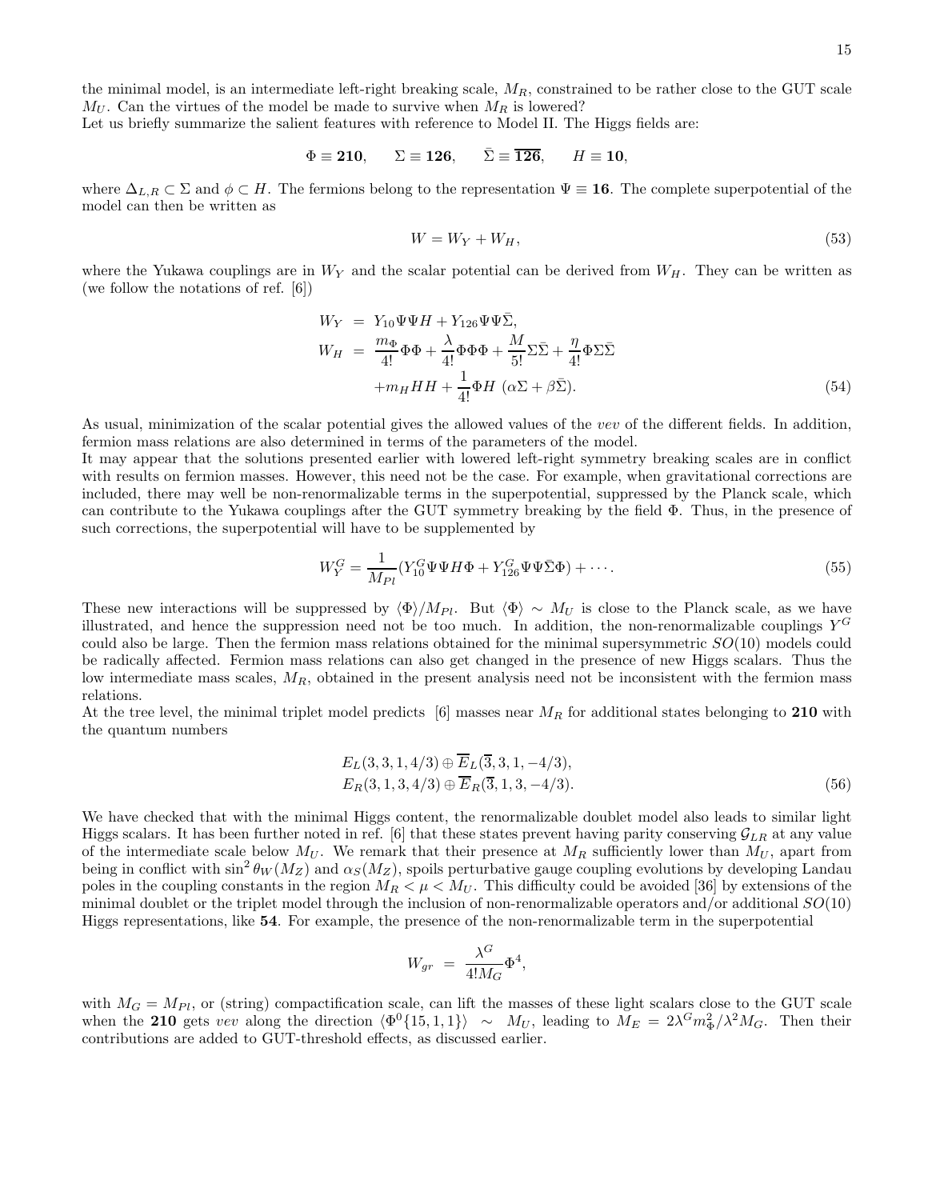the minimal model, is an intermediate left-right breaking scale, $M_R$, constrained to be rather close to the GUT scale $M_U$. Can the virtues of the model be made to survive when $M_R$ is lowered?
Let us briefly summarize the salient features with reference to Model II. The Higgs fields are:

$$\Phi \equiv \mathbf{210}, \qquad \Sigma \equiv \mathbf{126}, \qquad \bar{\Sigma} \equiv \overline{\mathbf{126}}, \qquad H \equiv \mathbf{10},$$

where $\Delta_{L,R} \subset \Sigma$ and $\phi \subset H$. The fermions belong to the representation $\Psi \equiv \mathbf{16}$. The complete superpotential of the model can then be written as

$$W = W_Y + W_H, \tag{53}$$

where the Yukawa couplings are in $W_Y$ and the scalar potential can be derived from $W_H$. They can be written as (we follow the notations of ref. [6])

$$\begin{aligned} W_Y &= Y_{10}\Psi\Psi H + Y_{126}\Psi\Psi\bar{\Sigma}, \\ W_H &= \frac{m_\Phi}{4!}\Phi\Phi + \frac{\lambda}{4!}\Phi\Phi\Phi + \frac{M}{5!}\Sigma\bar{\Sigma} + \frac{\eta}{4!}\Phi\Sigma\bar{\Sigma} \\ &\quad + m_H HH + \frac{1}{4!}\Phi H\ (\alpha\Sigma + \beta\bar{\Sigma}). \end{aligned} \tag{54}$$

As usual, minimization of the scalar potential gives the allowed values of the *vev* of the different fields. In addition, fermion mass relations are also determined in terms of the parameters of the model.
It may appear that the solutions presented earlier with lowered left-right symmetry breaking scales are in conflict with results on fermion masses. However, this need not be the case. For example, when gravitational corrections are included, there may well be non-renormalizable terms in the superpotential, suppressed by the Planck scale, which can contribute to the Yukawa couplings after the GUT symmetry breaking by the field $\Phi$. Thus, in the presence of such corrections, the superpotential will have to be supplemented by

$$W_Y^G = \frac{1}{M_{Pl}}(Y_{10}^G\Psi\Psi H\Phi + Y_{126}^G\Psi\Psi\bar{\Sigma}\Phi) + \cdots. \tag{55}$$

These new interactions will be suppressed by $\langle\Phi\rangle/M_{Pl}$. But $\langle\Phi\rangle \sim M_U$ is close to the Planck scale, as we have illustrated, and hence the suppression need not be too much. In addition, the non-renormalizable couplings $Y^G$ could also be large. Then the fermion mass relations obtained for the minimal supersymmetric $SO(10)$ models could be radically affected. Fermion mass relations can also get changed in the presence of new Higgs scalars. Thus the low intermediate mass scales, $M_R$, obtained in the present analysis need not be inconsistent with the fermion mass relations.
At the tree level, the minimal triplet model predicts [6] masses near $M_R$ for additional states belonging to **210** with the quantum numbers

$$\begin{aligned} &E_L(3,3,1,4/3) \oplus \overline{E}_L(\overline{3},3,1,-4/3), \\ &E_R(3,1,3,4/3) \oplus \overline{E}_R(\overline{3},1,3,-4/3). \end{aligned} \tag{56}$$

We have checked that with the minimal Higgs content, the renormalizable doublet model also leads to similar light Higgs scalars. It has been further noted in ref. [6] that these states prevent having parity conserving $\mathcal{G}_{LR}$ at any value of the intermediate scale below $M_U$. We remark that their presence at $M_R$ sufficiently lower than $M_U$, apart from being in conflict with $\sin^2\theta_W(M_Z)$ and $\alpha_S(M_Z)$, spoils perturbative gauge coupling evolutions by developing Landau poles in the coupling constants in the region $M_R < \mu < M_U$. This difficulty could be avoided [36] by extensions of the minimal doublet or the triplet model through the inclusion of non-renormalizable operators and/or additional $SO(10)$ Higgs representations, like **54**. For example, the presence of the non-renormalizable term in the superpotential

$$W_{gr} \;=\; \frac{\lambda^G}{4! M_G}\Phi^4,$$

with $M_G = M_{Pl}$, or (string) compactification scale, can lift the masses of these light scalars close to the GUT scale when the **210** gets *vev* along the direction $\langle\Phi^0\{15,1,1\}\rangle \;\sim\; M_U$, leading to $M_E = 2\lambda^G m_\Phi^2/\lambda^2 M_G$. Then their contributions are added to GUT-threshold effects, as discussed earlier.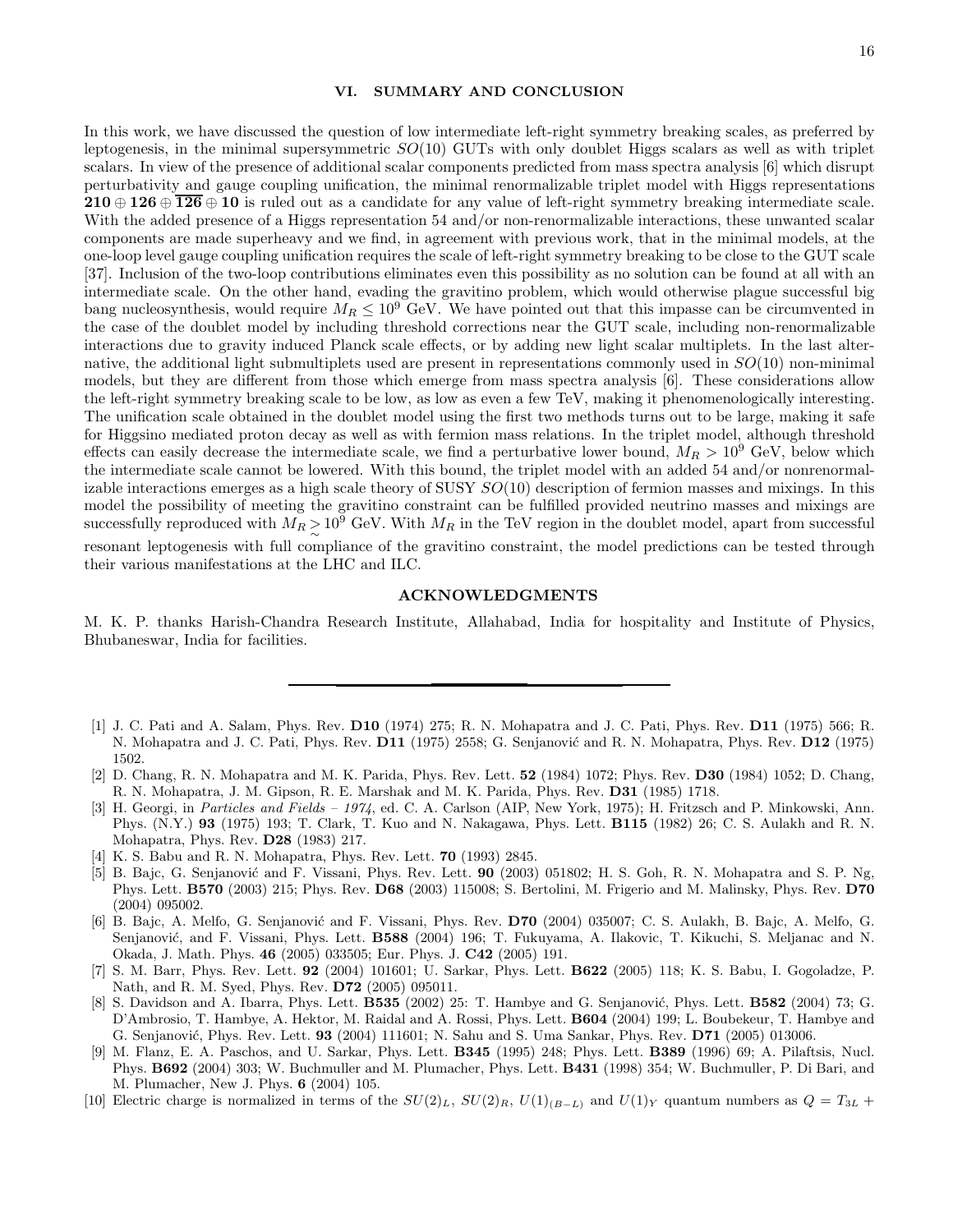## VI. SUMMARY AND CONCLUSION

In this work, we have discussed the question of low intermediate left-right symmetry breaking scales, as preferred by leptogenesis, in the minimal supersymmetric $SO(10)$ GUTs with only doublet Higgs scalars as well as with triplet scalars. In view of the presence of additional scalar components predicted from mass spectra analysis [6] which disrupt perturbativity and gauge coupling unification, the minimal renormalizable triplet model with Higgs representations $\mathbf{210} \oplus \mathbf{126} \oplus \overline{\mathbf{126}} \oplus \mathbf{10}$ is ruled out as a candidate for any value of left-right symmetry breaking intermediate scale. With the added presence of a Higgs representation 54 and/or non-renormalizable interactions, these unwanted scalar components are made superheavy and we find, in agreement with previous work, that in the minimal models, at the one-loop level gauge coupling unification requires the scale of left-right symmetry breaking to be close to the GUT scale [37]. Inclusion of the two-loop contributions eliminates even this possibility as no solution can be found at all with an intermediate scale. On the other hand, evading the gravitino problem, which would otherwise plague successful big bang nucleosynthesis, would require $M_R \leq 10^9$ GeV. We have pointed out that this impasse can be circumvented in the case of the doublet model by including threshold corrections near the GUT scale, including non-renormalizable interactions due to gravity induced Planck scale effects, or by adding new light scalar multiplets. In the last alternative, the additional light submultiplets used are present in representations commonly used in $SO(10)$ non-minimal models, but they are different from those which emerge from mass spectra analysis [6]. These considerations allow the left-right symmetry breaking scale to be low, as low as even a few TeV, making it phenomenologically interesting. The unification scale obtained in the doublet model using the first two methods turns out to be large, making it safe for Higgsino mediated proton decay as well as with fermion mass relations. In the triplet model, although threshold effects can easily decrease the intermediate scale, we find a perturbative lower bound, $M_R > 10^9$ GeV, below which the intermediate scale cannot be lowered. With this bound, the triplet model with an added 54 and/or nonrenormalizable interactions emerges as a high scale theory of SUSY $SO(10)$ description of fermion masses and mixings. In this model the possibility of meeting the gravitino constraint can be fulfilled provided neutrino masses and mixings are successfully reproduced with $M_R \gtrsim 10^9$ GeV. With $M_R$ in the TeV region in the doublet model, apart from successful resonant leptogenesis with full compliance of the gravitino constraint, the model predictions can be tested through their various manifestations at the LHC and ILC.

## ACKNOWLEDGMENTS

M. K. P. thanks Harish-Chandra Research Institute, Allahabad, India for hospitality and Institute of Physics, Bhubaneswar, India for facilities.

---

[1] J. C. Pati and A. Salam, Phys. Rev. **D10** (1974) 275; R. N. Mohapatra and J. C. Pati, Phys. Rev. **D11** (1975) 566; R. N. Mohapatra and J. C. Pati, Phys. Rev. **D11** (1975) 2558; G. Senjanović and R. N. Mohapatra, Phys. Rev. **D12** (1975) 1502.

[2] D. Chang, R. N. Mohapatra and M. K. Parida, Phys. Rev. Lett. **52** (1984) 1072; Phys. Rev. **D30** (1984) 1052; D. Chang, R. N. Mohapatra, J. M. Gipson, R. E. Marshak and M. K. Parida, Phys. Rev. **D31** (1985) 1718.

[3] H. Georgi, in *Particles and Fields – 1974*, ed. C. A. Carlson (AIP, New York, 1975); H. Fritzsch and P. Minkowski, Ann. Phys. (N.Y.) **93** (1975) 193; T. Clark, T. Kuo and N. Nakagawa, Phys. Lett. **B115** (1982) 26; C. S. Aulakh and R. N. Mohapatra, Phys. Rev. **D28** (1983) 217.

[4] K. S. Babu and R. N. Mohapatra, Phys. Rev. Lett. **70** (1993) 2845.

[5] B. Bajc, G. Senjanović and F. Vissani, Phys. Rev. Lett. **90** (2003) 051802; H. S. Goh, R. N. Mohapatra and S. P. Ng, Phys. Lett. **B570** (2003) 215; Phys. Rev. **D68** (2003) 115008; S. Bertolini, M. Frigerio and M. Malinsky, Phys. Rev. **D70** (2004) 095002.

[6] B. Bajc, A. Melfo, G. Senjanović and F. Vissani, Phys. Rev. **D70** (2004) 035007; C. S. Aulakh, B. Bajc, A. Melfo, G. Senjanović, and F. Vissani, Phys. Lett. **B588** (2004) 196; T. Fukuyama, A. Ilakovic, T. Kikuchi, S. Meljanac and N. Okada, J. Math. Phys. **46** (2005) 033505; Eur. Phys. J. **C42** (2005) 191.

[7] S. M. Barr, Phys. Rev. Lett. **92** (2004) 101601; U. Sarkar, Phys. Lett. **B622** (2005) 118; K. S. Babu, I. Gogoladze, P. Nath, and R. M. Syed, Phys. Rev. **D72** (2005) 095011.

[8] S. Davidson and A. Ibarra, Phys. Lett. **B535** (2002) 25: T. Hambye and G. Senjanović, Phys. Lett. **B582** (2004) 73; G. D'Ambrosio, T. Hambye, A. Hektor, M. Raidal and A. Rossi, Phys. Lett. **B604** (2004) 199; L. Boubekeur, T. Hambye and G. Senjanović, Phys. Rev. Lett. **93** (2004) 111601; N. Sahu and S. Uma Sankar, Phys. Rev. **D71** (2005) 013006.

[9] M. Flanz, E. A. Paschos, and U. Sarkar, Phys. Lett. **B345** (1995) 248; Phys. Lett. **B389** (1996) 69; A. Pilaftsis, Nucl. Phys. **B692** (2004) 303; W. Buchmuller and M. Plumacher, Phys. Lett. **B431** (1998) 354; W. Buchmuller, P. Di Bari, and M. Plumacher, New J. Phys. **6** (2004) 105.

[10] Electric charge is normalized in terms of the $SU(2)_L$, $SU(2)_R$, $U(1)_{(B-L)}$ and $U(1)_Y$ quantum numbers as $Q = T_{3L} +$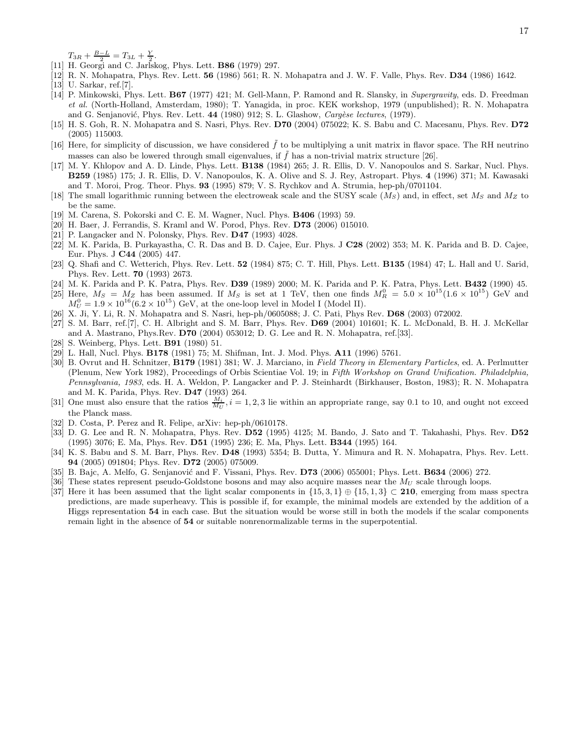$T_{3R} + \frac{B-L}{2} = T_{3L} + \frac{Y}{2}$.

[11] H. Georgi and C. Jarlskog, Phys. Lett. **B86** (1979) 297.

[12] R. N. Mohapatra, Phys. Rev. Lett. **56** (1986) 561; R. N. Mohapatra and J. W. F. Valle, Phys. Rev. **D34** (1986) 1642.

[13] U. Sarkar, ref.[7].

[14] P. Minkowski, Phys. Lett. **B67** (1977) 421; M. Gell-Mann, P. Ramond and R. Slansky, in *Supergravity*, eds. D. Freedman *et al.* (North-Holland, Amsterdam, 1980); T. Yanagida, in proc. KEK workshop, 1979 (unpublished); R. N. Mohapatra and G. Senjanović, Phys. Rev. Lett. **44** (1980) 912; S. L. Glashow, *Cargèse lectures*, (1979).

[15] H. S. Goh, R. N. Mohapatra and S. Nasri, Phys. Rev. **D70** (2004) 075022; K. S. Babu and C. Macesanu, Phys. Rev. **D72** (2005) 115003.

[16] Here, for simplicity of discussion, we have considered $\tilde{f}$ to be multiplying a unit matrix in flavor space. The RH neutrino masses can also be lowered through small eigenvalues, if $\tilde{f}$ has a non-trivial matrix structure [26].

[17] M. Y. Khlopov and A. D. Linde, Phys. Lett. **B138** (1984) 265; J. R. Ellis, D. V. Nanopoulos and S. Sarkar, Nucl. Phys. **B259** (1985) 175; J. R. Ellis, D. V. Nanopoulos, K. A. Olive and S. J. Rey, Astropart. Phys. **4** (1996) 371; M. Kawasaki and T. Moroi, Prog. Theor. Phys. **93** (1995) 879; V. S. Rychkov and A. Strumia, hep-ph/0701104.

[18] The small logarithmic running between the electroweak scale and the SUSY scale ($M_S$) and, in effect, set $M_S$ and $M_Z$ to be the same.

[19] M. Carena, S. Pokorski and C. E. M. Wagner, Nucl. Phys. **B406** (1993) 59.

[20] H. Baer, J. Ferrandis, S. Kraml and W. Porod, Phys. Rev. **D73** (2006) 015010.

[21] P. Langacker and N. Polonsky, Phys. Rev. **D47** (1993) 4028.

[22] M. K. Parida, B. Purkayastha, C. R. Das and B. D. Cajee, Eur. Phys. J **C28** (2002) 353; M. K. Parida and B. D. Cajee, Eur. Phys. J **C44** (2005) 447.

[23] Q. Shafi and C. Wetterich, Phys. Rev. Lett. **52** (1984) 875; C. T. Hill, Phys. Lett. **B135** (1984) 47; L. Hall and U. Sarid, Phys. Rev. Lett. **70** (1993) 2673.

[24] M. K. Parida and P. K. Patra, Phys. Rev. **D39** (1989) 2000; M. K. Parida and P. K. Patra, Phys. Lett. **B432** (1990) 45.

[25] Here, $M_S = M_Z$ has been assumed. If $M_S$ is set at 1 TeV, then one finds $M_R^0 = 5.0 \times 10^{15} (1.6 \times 10^{15})$ GeV and $M_U^0 = 1.9 \times 10^{16} (6.2 \times 10^{15})$ GeV, at the one-loop level in Model I (Model II).

[26] X. Ji, Y. Li, R. N. Mohapatra and S. Nasri, hep-ph/0605088; J. C. Pati, Phys Rev. **D68** (2003) 072002.

[27] S. M. Barr, ref.[7], C. H. Albright and S. M. Barr, Phys. Rev. **D69** (2004) 101601; K. L. McDonald, B. H. J. McKellar and A. Mastrano, Phys.Rev. **D70** (2004) 053012; D. G. Lee and R. N. Mohapatra, ref.[33].

[28] S. Weinberg, Phys. Lett. **B91** (1980) 51.

[29] L. Hall, Nucl. Phys. **B178** (1981) 75; M. Shifman, Int. J. Mod. Phys. **A11** (1996) 5761.

[30] B. Ovrut and H. Schnitzer, **B179** (1981) 381; W. J. Marciano, in *Field Theory in Elementary Particles*, ed. A. Perlmutter (Plenum, New York 1982), Proceedings of Orbis Scientiae Vol. 19; in *Fifth Workshop on Grand Unification. Philadelphia, Pennsylvania, 1983*, eds. H. A. Weldon, P. Langacker and P. J. Steinhardt (Birkhauser, Boston, 1983); R. N. Mohapatra and M. K. Parida, Phys. Rev. **D47** (1993) 264.

[31] One must also ensure that the ratios $\frac{M_i}{M_U}, i = 1, 2, 3$ lie within an appropriate range, say 0.1 to 10, and ought not exceed the Planck mass.

[32] D. Costa, P. Perez and R. Felipe, arXiv: hep-ph/0610178.

[33] D. G. Lee and R. N. Mohapatra, Phys. Rev. **D52** (1995) 4125; M. Bando, J. Sato and T. Takahashi, Phys. Rev. **D52** (1995) 3076; E. Ma, Phys. Rev. **D51** (1995) 236; E. Ma, Phys. Lett. **B344** (1995) 164.

[34] K. S. Babu and S. M. Barr, Phys. Rev. **D48** (1993) 5354; B. Dutta, Y. Mimura and R. N. Mohapatra, Phys. Rev. Lett. **94** (2005) 091804; Phys. Rev. **D72** (2005) 075009.

[35] B. Bajc, A. Melfo, G. Senjanović and F. Vissani, Phys. Rev. **D73** (2006) 055001; Phys. Lett. **B634** (2006) 272.

[36] These states represent pseudo-Goldstone bosons and may also acquire masses near the $M_U$ scale through loops.

[37] Here it has been assumed that the light scalar components in $\{15, 3, 1\} \oplus \{15, 1, 3\} \subset$ **210**, emerging from mass spectra predictions, are made superheavy. This is possible if, for example, the minimal models are extended by the addition of a Higgs representation **54** in each case. But the situation would be worse still in both the models if the scalar components remain light in the absence of **54** or suitable nonrenormalizable terms in the superpotential.